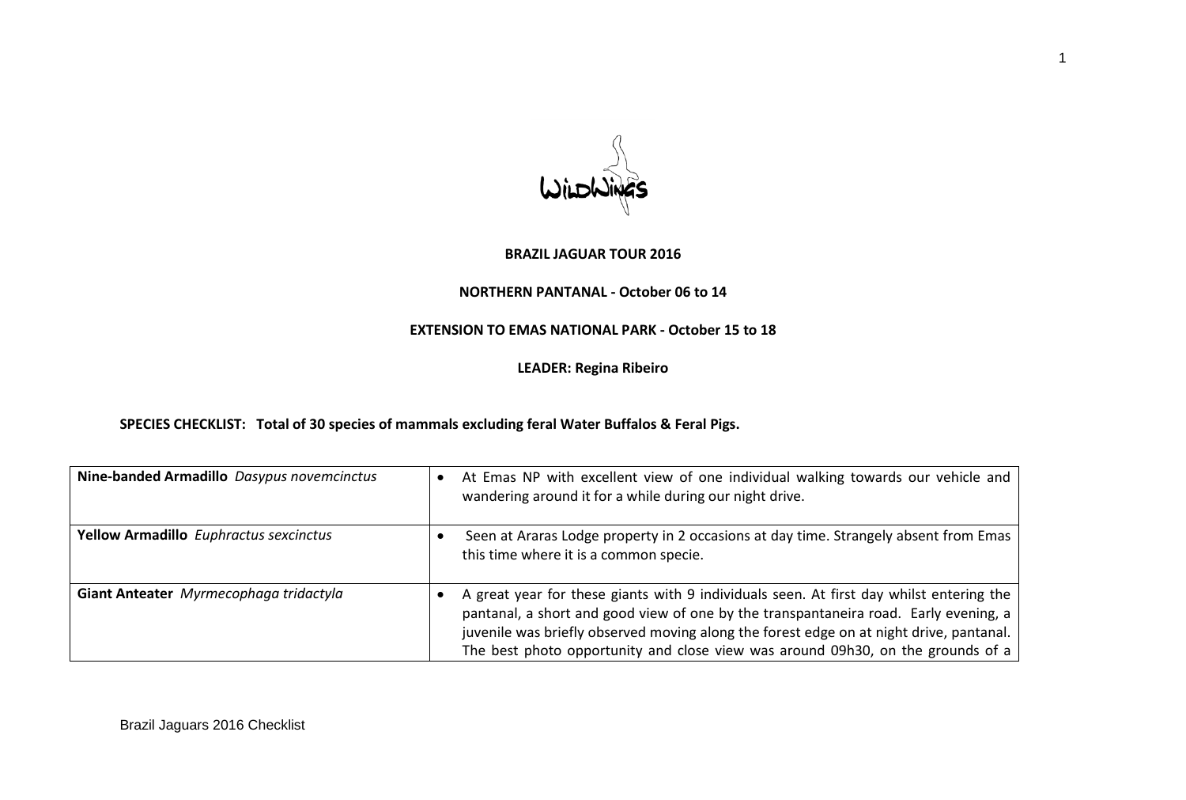**BRAZIL JAGUAR TOUR 2016**

**NORTHERN PANTANAL - October 06 to 14**

**EXTENSION TO EMAS NATIONAL PARK - October 15 to 18**

**LEADER: Regina Ribeiro**

**SPECIES CHECKLIST: Total of 30 species of mammals excluding feral Water Buffalos & Feral Pigs.**

| | |
|---|---|
| **Nine-banded Armadillo** *Dasypus novemcinctus* | • At Emas NP with excellent view of one individual walking towards our vehicle and wandering around it for a while during our night drive. |
| **Yellow Armadillo** *Euphractus sexcinctus* | • Seen at Araras Lodge property in 2 occasions at day time. Strangely absent from Emas this time where it is a common specie. |
| **Giant Anteater** *Myrmecophaga tridactyla* | • A great year for these giants with 9 individuals seen. At first day whilst entering the pantanal, a short and good view of one by the transpantaneira road. Early evening, a juvenile was briefly observed moving along the forest edge on at night drive, pantanal. The best photo opportunity and close view was around 09h30, on the grounds of a |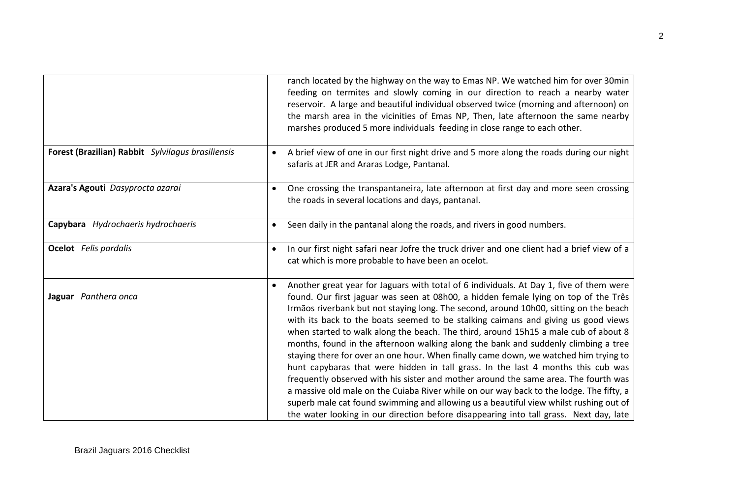| | |
|---|---|
| | ranch located by the highway on the way to Emas NP. We watched him for over 30min feeding on termites and slowly coming in our direction to reach a nearby water reservoir. A large and beautiful individual observed twice (morning and afternoon) on the marsh area in the vicinities of Emas NP, Then, late afternoon the same nearby marshes produced 5 more individuals feeding in close range to each other. |
| **Forest (Brazilian) Rabbit** *Sylvilagus brasiliensis* | • A brief view of one in our first night drive and 5 more along the roads during our night safaris at JER and Araras Lodge, Pantanal. |
| **Azara's Agouti** *Dasyprocta azarai* | • One crossing the transpantaneira, late afternoon at first day and more seen crossing the roads in several locations and days, pantanal. |
| **Capybara** *Hydrochaeris hydrochaeris* | • Seen daily in the pantanal along the roads, and rivers in good numbers. |
| **Ocelot** *Felis pardalis* | • In our first night safari near Jofre the truck driver and one client had a brief view of a cat which is more probable to have been an ocelot. |
| **Jaguar** *Panthera onca* | • Another great year for Jaguars with total of 6 individuals. At Day 1, five of them were found. Our first jaguar was seen at 08h00, a hidden female lying on top of the Três Irmãos riverbank but not staying long. The second, around 10h00, sitting on the beach with its back to the boats seemed to be stalking caimans and giving us good views when started to walk along the beach. The third, around 15h15 a male cub of about 8 months, found in the afternoon walking along the bank and suddenly climbing a tree staying there for over an one hour. When finally came down, we watched him trying to hunt capybaras that were hidden in tall grass. In the last 4 months this cub was frequently observed with his sister and mother around the same area. The fourth was a massive old male on the Cuiaba River while on our way back to the lodge. The fifty, a superb male cat found swimming and allowing us a beautiful view whilst rushing out of the water looking in our direction before disappearing into tall grass. Next day, late |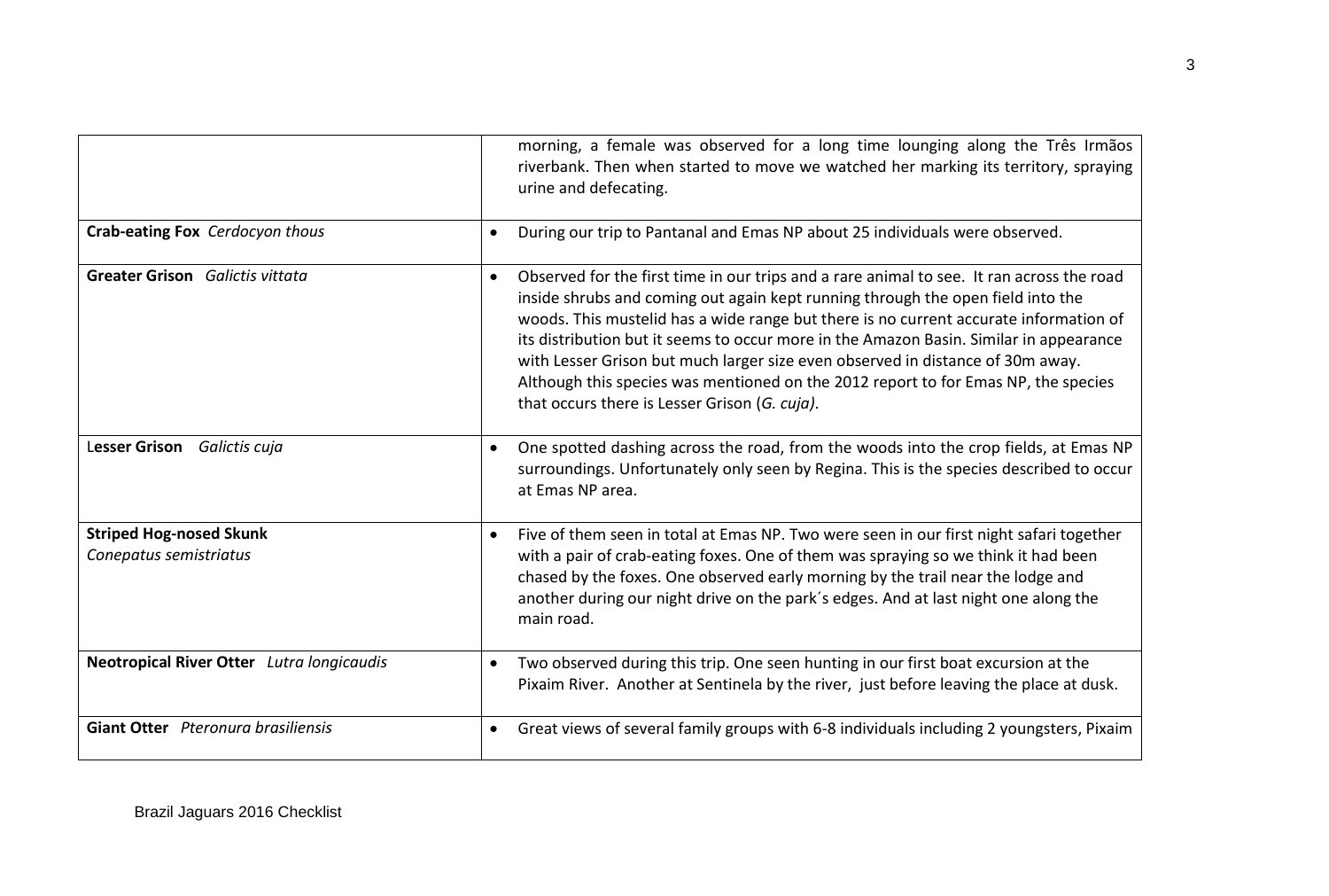| | |
|---|---|
| | morning, a female was observed for a long time lounging along the Três Irmãos riverbank. Then when started to move we watched her marking its territory, spraying urine and defecating. |
| **Crab-eating Fox** *Cerdocyon thous* | • During our trip to Pantanal and Emas NP about 25 individuals were observed. |
| **Greater Grison** *Galictis vittata* | • Observed for the first time in our trips and a rare animal to see. It ran across the road inside shrubs and coming out again kept running through the open field into the woods. This mustelid has a wide range but there is no current accurate information of its distribution but it seems to occur more in the Amazon Basin. Similar in appearance with Lesser Grison but much larger size even observed in distance of 30m away. Although this species was mentioned on the 2012 report to for Emas NP, the species that occurs there is Lesser Grison (*G. cuja)*. |
| **Lesser Grison** *Galictis cuja* | • One spotted dashing across the road, from the woods into the crop fields, at Emas NP surroundings. Unfortunately only seen by Regina. This is the species described to occur at Emas NP area. |
| **Striped Hog-nosed Skunk** *Conepatus semistriatus* | • Five of them seen in total at Emas NP. Two were seen in our first night safari together with a pair of crab-eating foxes. One of them was spraying so we think it had been chased by the foxes. One observed early morning by the trail near the lodge and another during our night drive on the park´s edges. And at last night one along the main road. |
| **Neotropical River Otter** *Lutra longicaudis* | • Two observed during this trip. One seen hunting in our first boat excursion at the Pixaim River. Another at Sentinela by the river, just before leaving the place at dusk. |
| **Giant Otter** *Pteronura brasiliensis* | • Great views of several family groups with 6-8 individuals including 2 youngsters, Pixaim |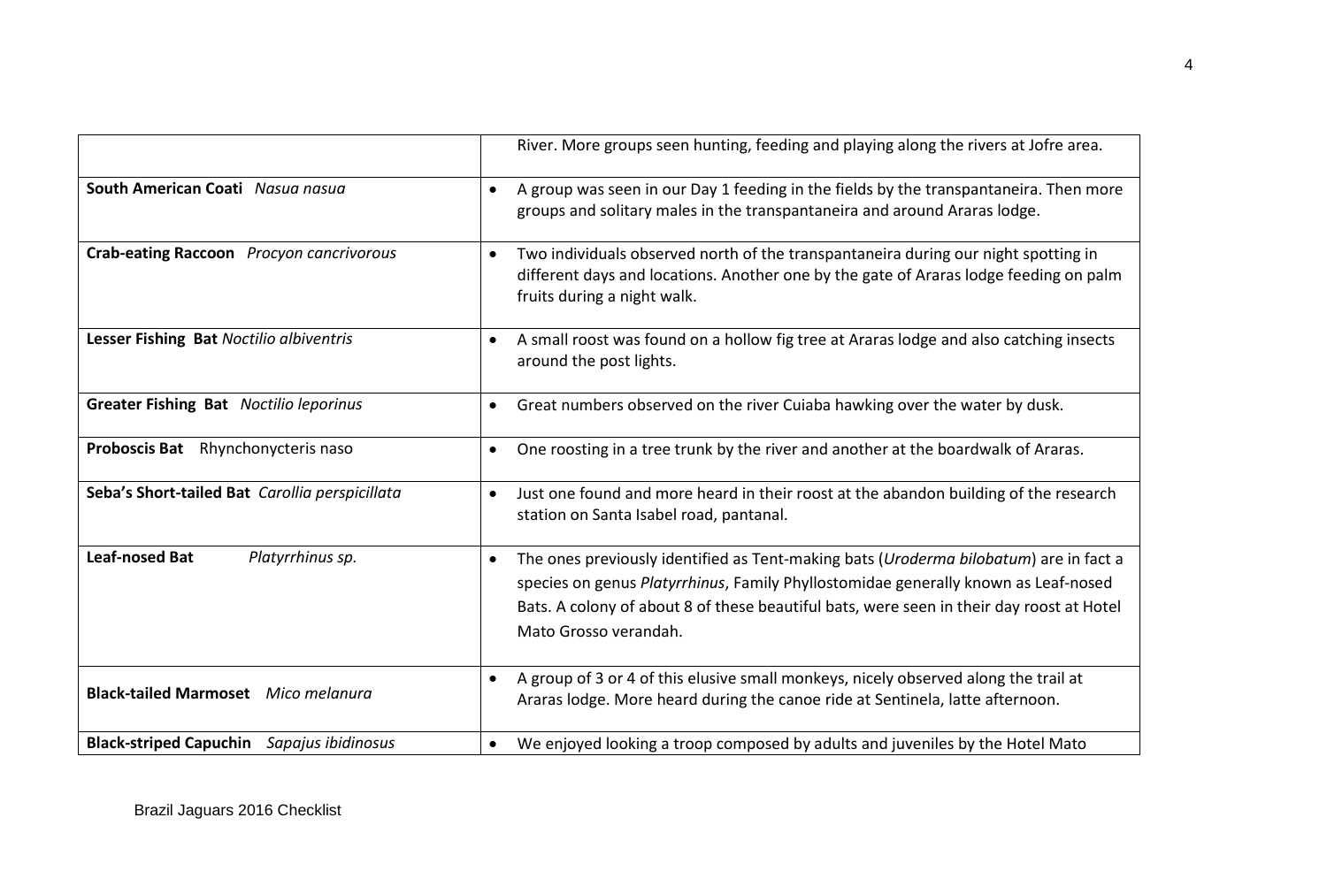| | |
|---|---|
| | River. More groups seen hunting, feeding and playing along the rivers at Jofre area. |
| **South American Coati** *Nasua nasua* | • A group was seen in our Day 1 feeding in the fields by the transpantaneira. Then more groups and solitary males in the transpantaneira and around Araras lodge. |
| **Crab-eating Raccoon** *Procyon cancrivorous* | • Two individuals observed north of the transpantaneira during our night spotting in different days and locations. Another one by the gate of Araras lodge feeding on palm fruits during a night walk. |
| **Lesser Fishing Bat** *Noctilio albiventris* | • A small roost was found on a hollow fig tree at Araras lodge and also catching insects around the post lights. |
| **Greater Fishing Bat** *Noctilio leporinus* | • Great numbers observed on the river Cuiaba hawking over the water by dusk. |
| **Proboscis Bat** Rhynchonycteris naso | • One roosting in a tree trunk by the river and another at the boardwalk of Araras. |
| **Seba's Short-tailed Bat** *Carollia perspicillata* | • Just one found and more heard in their roost at the abandon building of the research station on Santa Isabel road, pantanal. |
| **Leaf-nosed Bat** *Platyrrhinus sp.* | • The ones previously identified as Tent-making bats (*Uroderma bilobatum*) are in fact a species on genus *Platyrrhinus*, Family Phyllostomidae generally known as Leaf-nosed Bats. A colony of about 8 of these beautiful bats, were seen in their day roost at Hotel Mato Grosso verandah. |
| **Black-tailed Marmoset** *Mico melanura* | • A group of 3 or 4 of this elusive small monkeys, nicely observed along the trail at Araras lodge. More heard during the canoe ride at Sentinela, latte afternoon. |
| **Black-striped Capuchin** *Sapajus ibidinosus* | • We enjoyed looking a troop composed by adults and juveniles by the Hotel Mato |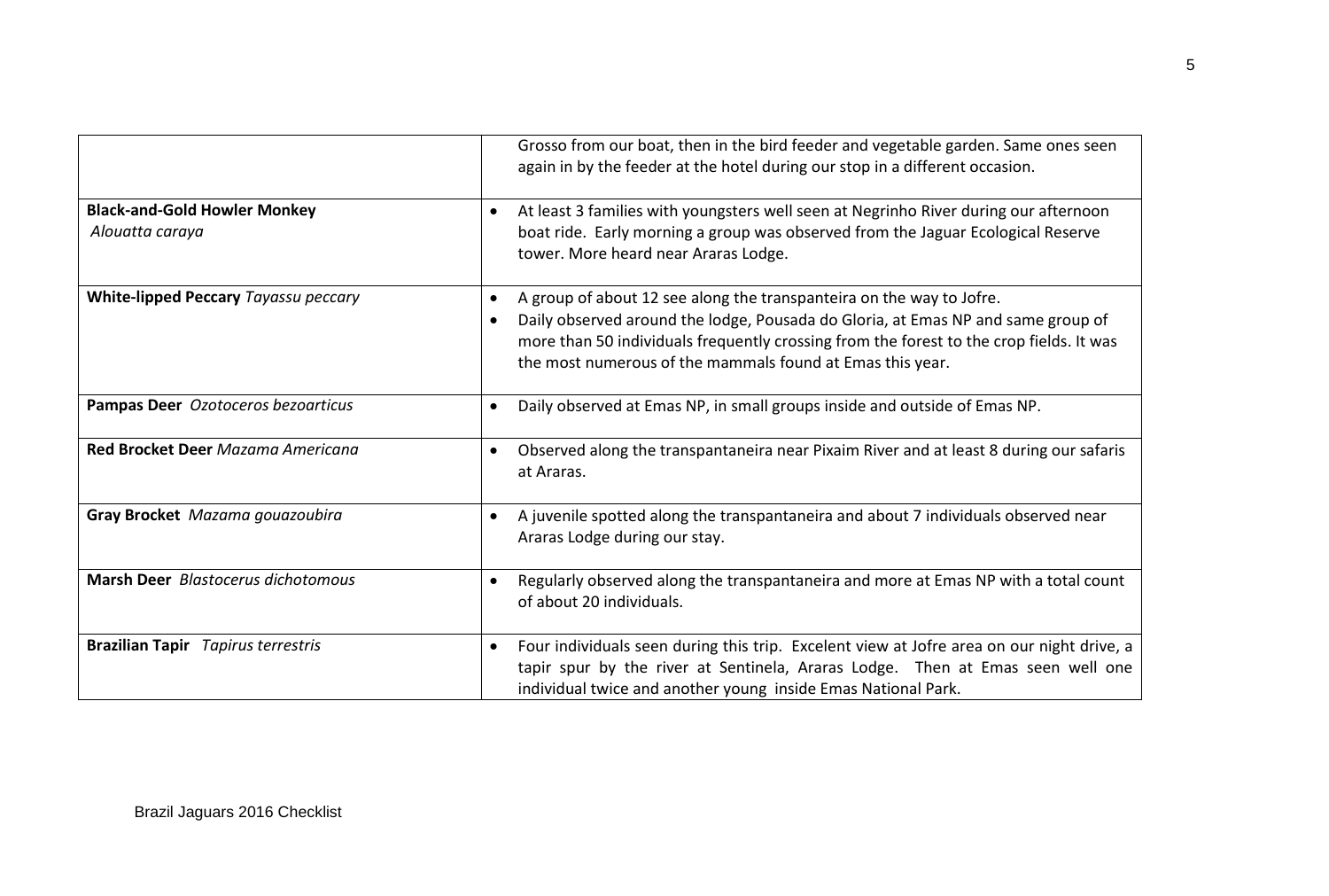| | |
|---|---|
| | Grosso from our boat, then in the bird feeder and vegetable garden. Same ones seen again in by the feeder at the hotel during our stop in a different occasion. |
| **Black-and-Gold Howler Monkey** *Alouatta caraya* | • At least 3 families with youngsters well seen at Negrinho River during our afternoon boat ride. Early morning a group was observed from the Jaguar Ecological Reserve tower. More heard near Araras Lodge. |
| **White-lipped Peccary** *Tayassu peccary* | • A group of about 12 see along the transpanteira on the way to Jofre.<br>• Daily observed around the lodge, Pousada do Gloria, at Emas NP and same group of more than 50 individuals frequently crossing from the forest to the crop fields. It was the most numerous of the mammals found at Emas this year. |
| **Pampas Deer** *Ozotoceros bezoarticus* | • Daily observed at Emas NP, in small groups inside and outside of Emas NP. |
| **Red Brocket Deer** *Mazama Americana* | • Observed along the transpantaneira near Pixaim River and at least 8 during our safaris at Araras. |
| **Gray Brocket** *Mazama gouazoubira* | • A juvenile spotted along the transpantaneira and about 7 individuals observed near Araras Lodge during our stay. |
| **Marsh Deer** *Blastocerus dichotomous* | • Regularly observed along the transpantaneira and more at Emas NP with a total count of about 20 individuals. |
| **Brazilian Tapir** *Tapirus terrestris* | • Four individuals seen during this trip. Excelent view at Jofre area on our night drive, a tapir spur by the river at Sentinela, Araras Lodge. Then at Emas seen well one individual twice and another young inside Emas National Park. |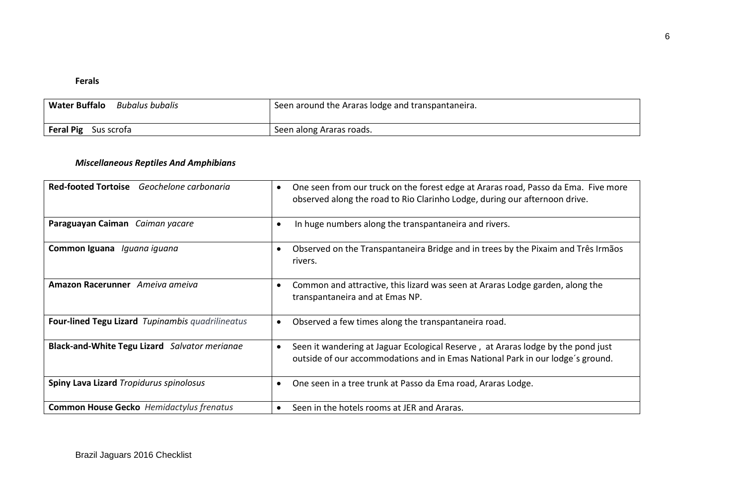**Ferals**

| | |
|---|---|
| **Water Buffalo** *Bubalus bubalis* | Seen around the Araras lodge and transpantaneira. |
| **Feral Pig** Sus scrofa | Seen along Araras roads. |

***Miscellaneous Reptiles And Amphibians***

| | |
|---|---|
| **Red-footed Tortoise** *Geochelone carbonaria* | • One seen from our truck on the forest edge at Araras road, Passo da Ema. Five more observed along the road to Rio Clarinho Lodge, during our afternoon drive. |
| **Paraguayan Caiman** *Caiman yacare* | • In huge numbers along the transpantaneira and rivers. |
| **Common Iguana** *Iguana iguana* | • Observed on the Transpantaneira Bridge and in trees by the Pixaim and Três Irmãos rivers. |
| **Amazon Racerunner** *Ameiva ameiva* | • Common and attractive, this lizard was seen at Araras Lodge garden, along the transpantaneira and at Emas NP. |
| **Four-lined Tegu Lizard** *Tupinambis quadrilineatus* | • Observed a few times along the transpantaneira road. |
| **Black-and-White Tegu Lizard** *Salvator merianae* | • Seen it wandering at Jaguar Ecological Reserve , at Araras lodge by the pond just outside of our accommodations and in Emas National Park in our lodge´s ground. |
| **Spiny Lava Lizard** *Tropidurus spinolosus* | • One seen in a tree trunk at Passo da Ema road, Araras Lodge. |
| **Common House Gecko** *Hemidactylus frenatus* | • Seen in the hotels rooms at JER and Araras. |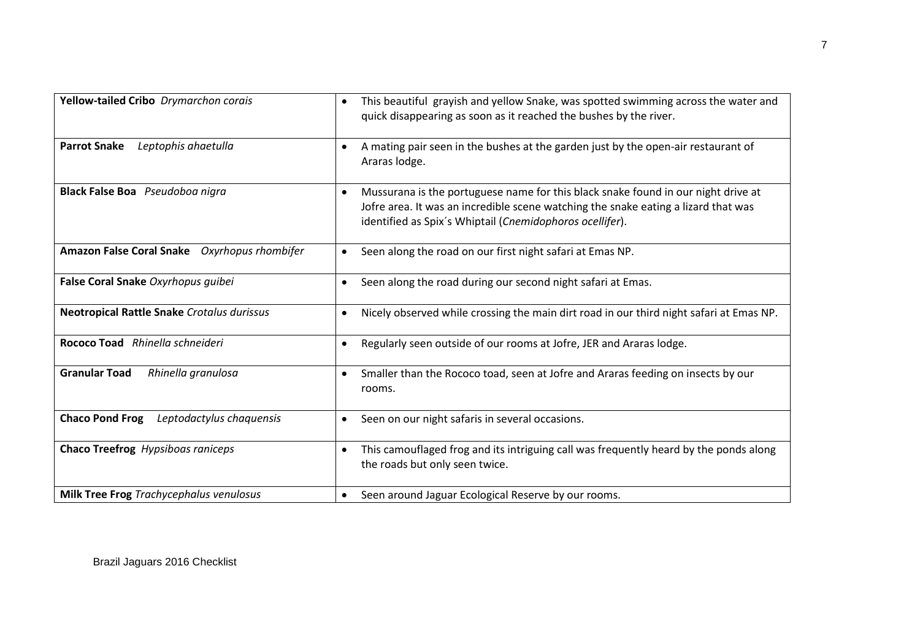| | |
|---|---|
| **Yellow-tailed Cribo** *Drymarchon corais* | • This beautiful grayish and yellow Snake, was spotted swimming across the water and quick disappearing as soon as it reached the bushes by the river. |
| **Parrot Snake** *Leptophis ahaetulla* | • A mating pair seen in the bushes at the garden just by the open-air restaurant of Araras lodge. |
| **Black False Boa** *Pseudoboa nigra* | • Mussurana is the portuguese name for this black snake found in our night drive at Jofre area. It was an incredible scene watching the snake eating a lizard that was identified as Spix´s Whiptail (*Cnemidophoros ocellifer*). |
| **Amazon False Coral Snake** *Oxyrhopus rhombifer* | • Seen along the road on our first night safari at Emas NP. |
| **False Coral Snake** *Oxyrhopus guibei* | • Seen along the road during our second night safari at Emas. |
| **Neotropical Rattle Snake** *Crotalus durissus* | • Nicely observed while crossing the main dirt road in our third night safari at Emas NP. |
| **Rococo Toad** *Rhinella schneideri* | • Regularly seen outside of our rooms at Jofre, JER and Araras lodge. |
| **Granular Toad** *Rhinella granulosa* | • Smaller than the Rococo toad, seen at Jofre and Araras feeding on insects by our rooms. |
| **Chaco Pond Frog** *Leptodactylus chaquensis* | • Seen on our night safaris in several occasions. |
| **Chaco Treefrog** *Hypsiboas raniceps* | • This camouflaged frog and its intriguing call was frequently heard by the ponds along the roads but only seen twice. |
| **Milk Tree Frog** *Trachycephalus venulosus* | • Seen around Jaguar Ecological Reserve by our rooms. |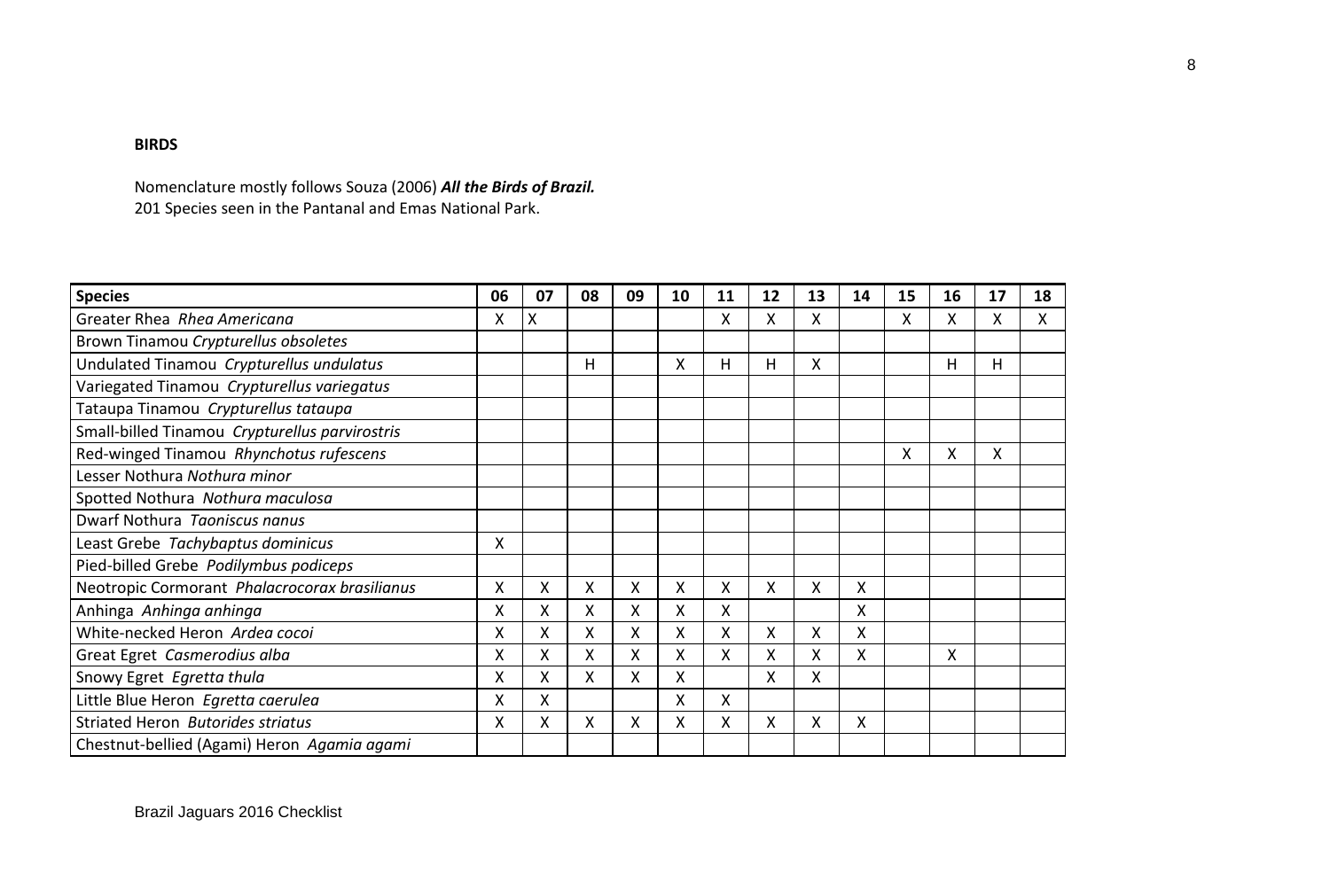**BIRDS**

Nomenclature mostly follows Souza (2006) ***All the Birds of Brazil.***
201 Species seen in the Pantanal and Emas National Park.

| Species | 06 | 07 | 08 | 09 | 10 | 11 | 12 | 13 | 14 | 15 | 16 | 17 | 18 |
|---|---|---|---|---|---|---|---|---|---|---|---|---|---|
| Greater Rhea *Rhea Americana* | X | X | | | | X | X | X | | X | X | X | X |
| Brown Tinamou *Crypturellus obsoletes* | | | | | | | | | | | | | |
| Undulated Tinamou *Crypturellus undulatus* | | | H | | X | H | H | X | | | H | H | |
| Variegated Tinamou *Crypturellus variegatus* | | | | | | | | | | | | | |
| Tataupa Tinamou *Crypturellus tataupa* | | | | | | | | | | | | | |
| Small-billed Tinamou *Crypturellus parvirostris* | | | | | | | | | | | | | |
| Red-winged Tinamou *Rhynchotus rufescens* | | | | | | | | | | X | X | X | |
| Lesser Nothura *Nothura minor* | | | | | | | | | | | | | |
| Spotted Nothura *Nothura maculosa* | | | | | | | | | | | | | |
| Dwarf Nothura *Taoniscus nanus* | | | | | | | | | | | | | |
| Least Grebe *Tachybaptus dominicus* | X | | | | | | | | | | | | |
| Pied-billed Grebe *Podilymbus podiceps* | | | | | | | | | | | | | |
| Neotropic Cormorant *Phalacrocorax brasilianus* | X | X | X | X | X | X | X | X | X | | | | |
| Anhinga *Anhinga anhinga* | X | X | X | X | X | X | | | X | | | | |
| White-necked Heron *Ardea cocoi* | X | X | X | X | X | X | X | X | X | | | | |
| Great Egret *Casmerodius alba* | X | X | X | X | X | X | X | X | X | | X | | |
| Snowy Egret *Egretta thula* | X | X | X | X | X | | X | X | | | | | |
| Little Blue Heron *Egretta caerulea* | X | X | | | X | X | | | | | | | |
| Striated Heron *Butorides striatus* | X | X | X | X | X | X | X | X | X | | | | |
| Chestnut-bellied (Agami) Heron *Agamia agami* | | | | | | | | | | | | | |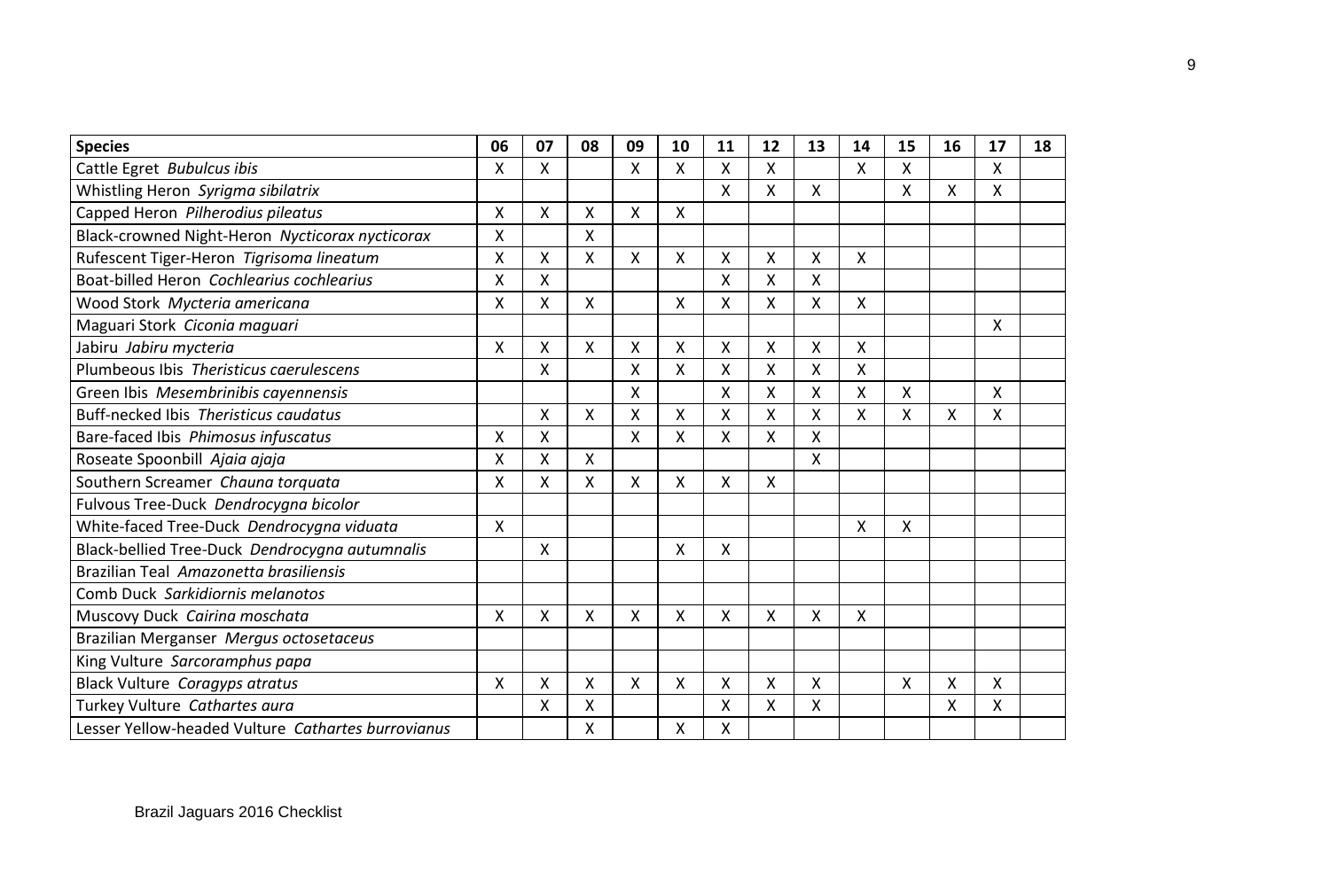| **Species** | **06** | **07** | **08** | **09** | **10** | **11** | **12** | **13** | **14** | **15** | **16** | **17** | **18** |
|---|---|---|---|---|---|---|---|---|---|---|---|---|---|
| Cattle Egret *Bubulcus ibis* | X | X | | X | X | X | X | | X | X | | X | |
| Whistling Heron *Syrigma sibilatrix* | | | | | | X | X | X | | X | X | X | |
| Capped Heron *Pilherodius pileatus* | X | X | X | X | X | | | | | | | | |
| Black-crowned Night-Heron *Nycticorax nycticorax* | X | | X | | | | | | | | | | |
| Rufescent Tiger-Heron *Tigrisoma lineatum* | X | X | X | X | X | X | X | X | X | | | | |
| Boat-billed Heron *Cochlearius cochlearius* | X | X | | | | X | X | X | | | | | |
| Wood Stork *Mycteria americana* | X | X | X | | X | X | X | X | X | | | | |
| Maguari Stork *Ciconia maguari* | | | | | | | | | | | | X | |
| Jabiru *Jabiru mycteria* | X | X | X | X | X | X | X | X | X | | | | |
| Plumbeous Ibis *Theristicus caerulescens* | | X | | X | X | X | X | X | X | | | | |
| Green Ibis *Mesembrinibis cayennensis* | | | | X | | X | X | X | X | X | | X | |
| Buff-necked Ibis *Theristicus caudatus* | | X | X | X | X | X | X | X | X | X | X | X | |
| Bare-faced Ibis *Phimosus infuscatus* | X | X | | X | X | X | X | X | | | | | |
| Roseate Spoonbill *Ajaia ajaja* | X | X | X | | | | | X | | | | | |
| Southern Screamer *Chauna torquata* | X | X | X | X | X | X | X | | | | | | |
| Fulvous Tree-Duck *Dendrocygna bicolor* | | | | | | | | | | | | | |
| White-faced Tree-Duck *Dendrocygna viduata* | X | | | | | | | | X | X | | | |
| Black-bellied Tree-Duck *Dendrocygna autumnalis* | | X | | | X | X | | | | | | | |
| Brazilian Teal *Amazonetta brasiliensis* | | | | | | | | | | | | | |
| Comb Duck *Sarkidiornis melanotos* | | | | | | | | | | | | | |
| Muscovy Duck *Cairina moschata* | X | X | X | X | X | X | X | X | X | | | | |
| Brazilian Merganser *Mergus octosetaceus* | | | | | | | | | | | | | |
| King Vulture *Sarcoramphus papa* | | | | | | | | | | | | | |
| Black Vulture *Coragyps atratus* | X | X | X | X | X | X | X | X | | X | X | X | |
| Turkey Vulture *Cathartes aura* | | X | X | | | X | X | X | | | X | X | |
| Lesser Yellow-headed Vulture *Cathartes burrovianus* | | | X | | X | X | | | | | | | |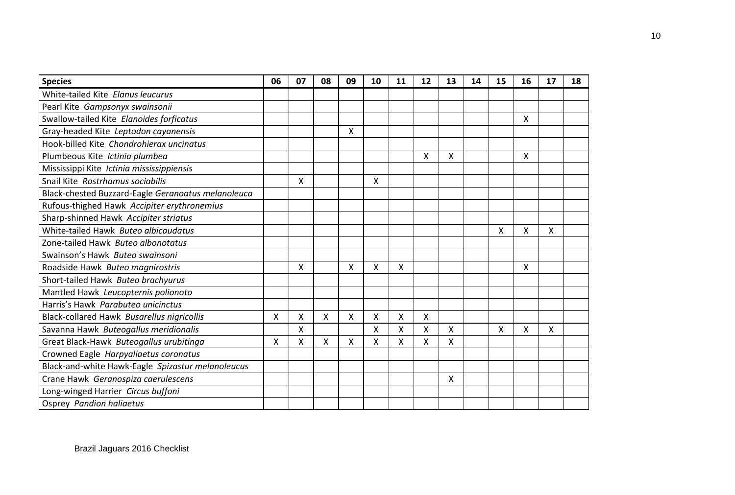| **Species** | **06** | **07** | **08** | **09** | **10** | **11** | **12** | **13** | **14** | **15** | **16** | **17** | **18** |
|---|---|---|---|---|---|---|---|---|---|---|---|---|---|
| White-tailed Kite *Elanus leucurus* | | | | | | | | | | | | | |
| Pearl Kite *Gampsonyx swainsonii* | | | | | | | | | | | | | |
| Swallow-tailed Kite *Elanoides forficatus* | | | | | | | | | | | X | | |
| Gray-headed Kite *Leptodon cayanensis* | | | | X | | | | | | | | | |
| Hook-billed Kite *Chondrohierax uncinatus* | | | | | | | | | | | | | |
| Plumbeous Kite *Ictinia plumbea* | | | | | | | X | X | | | X | | |
| Mississippi Kite *Ictinia mississippiensis* | | | | | | | | | | | | | |
| Snail Kite *Rostrhamus sociabilis* | | X | | | X | | | | | | | | |
| Black-chested Buzzard-Eagle *Geranoatus melanoleuca* | | | | | | | | | | | | | |
| Rufous-thighed Hawk *Accipiter erythronemius* | | | | | | | | | | | | | |
| Sharp-shinned Hawk *Accipiter striatus* | | | | | | | | | | | | | |
| White-tailed Hawk *Buteo albicaudatus* | | | | | | | | | | X | X | X | |
| Zone-tailed Hawk *Buteo albonotatus* | | | | | | | | | | | | | |
| Swainson's Hawk *Buteo swainsoni* | | | | | | | | | | | | | |
| Roadside Hawk *Buteo magnirostris* | | X | | X | X | X | | | | | X | | |
| Short-tailed Hawk *Buteo brachyurus* | | | | | | | | | | | | | |
| Mantled Hawk *Leucopternis polionoto* | | | | | | | | | | | | | |
| Harris's Hawk *Parabuteo unicinctus* | | | | | | | | | | | | | |
| Black-collared Hawk *Busarellus nigricollis* | X | X | X | X | X | X | X | | | | | | |
| Savanna Hawk *Buteogallus meridionalis* | | X | | | X | X | X | X | | X | X | X | |
| Great Black-Hawk *Buteogallus urubitinga* | X | X | X | X | X | X | X | X | | | | | |
| Crowned Eagle *Harpyaliaetus coronatus* | | | | | | | | | | | | | |
| Black-and-white Hawk-Eagle *Spizastur melanoleucus* | | | | | | | | | | | | | |
| Crane Hawk *Geranospiza caerulescens* | | | | | | | | X | | | | | |
| Long-winged Harrier *Circus buffoni* | | | | | | | | | | | | | |
| Osprey *Pandion haliaetus* | | | | | | | | | | | | | |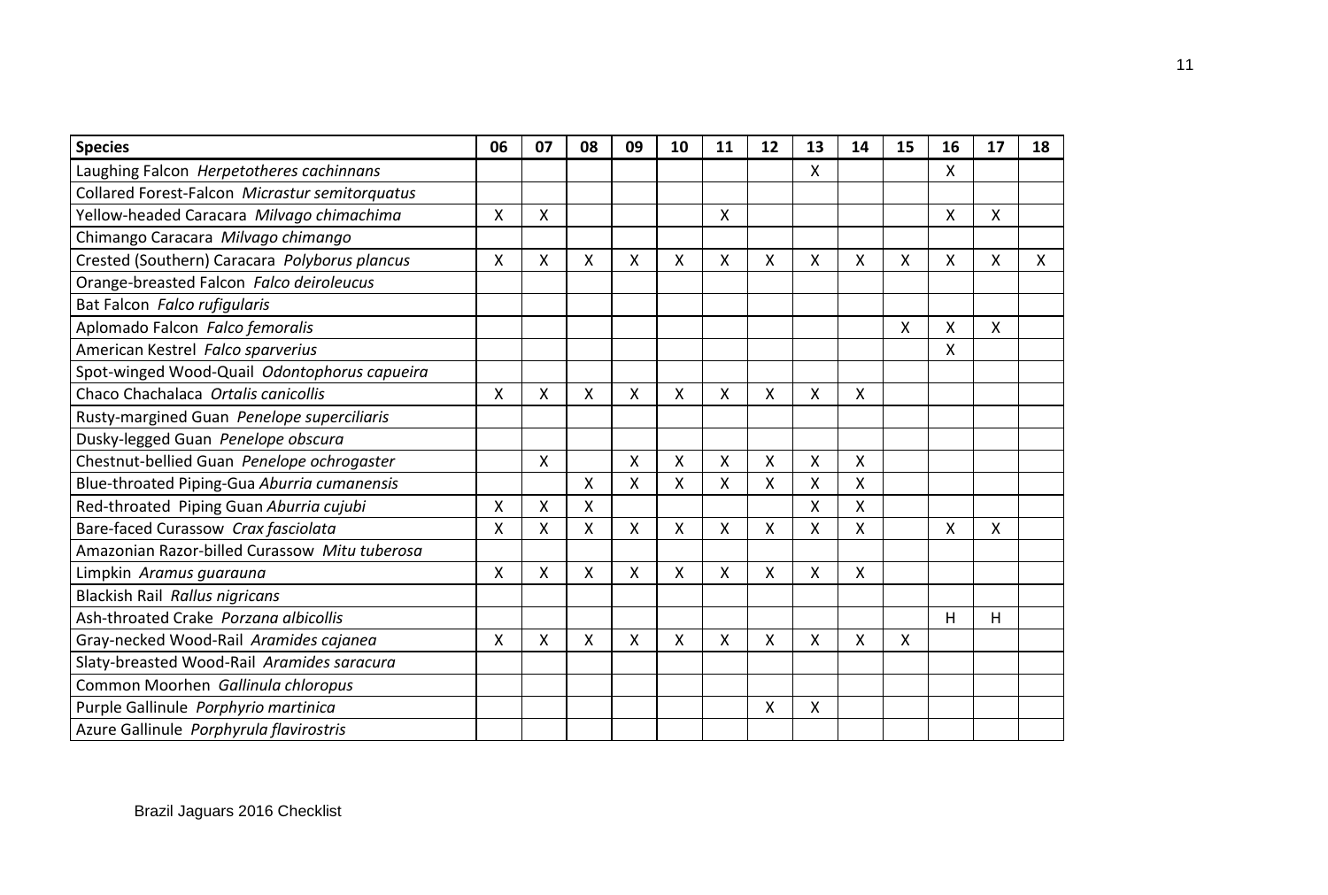| **Species** | **06** | **07** | **08** | **09** | **10** | **11** | **12** | **13** | **14** | **15** | **16** | **17** | **18** |
|---|---|---|---|---|---|---|---|---|---|---|---|---|---|
| Laughing Falcon *Herpetotheres cachinnans* | | | | | | | | X | | | X | | |
| Collared Forest-Falcon *Micrastur semitorquatus* | | | | | | | | | | | | | |
| Yellow-headed Caracara *Milvago chimachima* | X | X | | | | X | | | | | X | X | |
| Chimango Caracara *Milvago chimango* | | | | | | | | | | | | | |
| Crested (Southern) Caracara *Polyborus plancus* | X | X | X | X | X | X | X | X | X | X | X | X | X |
| Orange-breasted Falcon *Falco deiroleucus* | | | | | | | | | | | | | |
| Bat Falcon *Falco rufigularis* | | | | | | | | | | | | | |
| Aplomado Falcon *Falco femoralis* | | | | | | | | | | X | X | X | |
| American Kestrel *Falco sparverius* | | | | | | | | | | | X | | |
| Spot-winged Wood-Quail *Odontophorus capueira* | | | | | | | | | | | | | |
| Chaco Chachalaca *Ortalis canicollis* | X | X | X | X | X | X | X | X | X | | | | |
| Rusty-margined Guan *Penelope superciliaris* | | | | | | | | | | | | | |
| Dusky-legged Guan *Penelope obscura* | | | | | | | | | | | | | |
| Chestnut-bellied Guan *Penelope ochrogaster* | | X | | X | X | X | X | X | X | | | | |
| Blue-throated Piping-Gua *Aburria cumanensis* | | | X | X | X | X | X | X | X | | | | |
| Red-throated Piping Guan *Aburria cujubi* | X | X | X | | | | | X | X | | | | |
| Bare-faced Curassow *Crax fasciolata* | X | X | X | X | X | X | X | X | X | | X | X | |
| Amazonian Razor-billed Curassow *Mitu tuberosa* | | | | | | | | | | | | | |
| Limpkin *Aramus guarauna* | X | X | X | X | X | X | X | X | X | | | | |
| Blackish Rail *Rallus nigricans* | | | | | | | | | | | | | |
| Ash-throated Crake *Porzana albicollis* | | | | | | | | | | | H | H | |
| Gray-necked Wood-Rail *Aramides cajanea* | X | X | X | X | X | X | X | X | X | X | | | |
| Slaty-breasted Wood-Rail *Aramides saracura* | | | | | | | | | | | | | |
| Common Moorhen *Gallinula chloropus* | | | | | | | | | | | | | |
| Purple Gallinule *Porphyrio martinica* | | | | | | | X | X | | | | | |
| Azure Gallinule *Porphyrula flavirostris* | | | | | | | | | | | | | |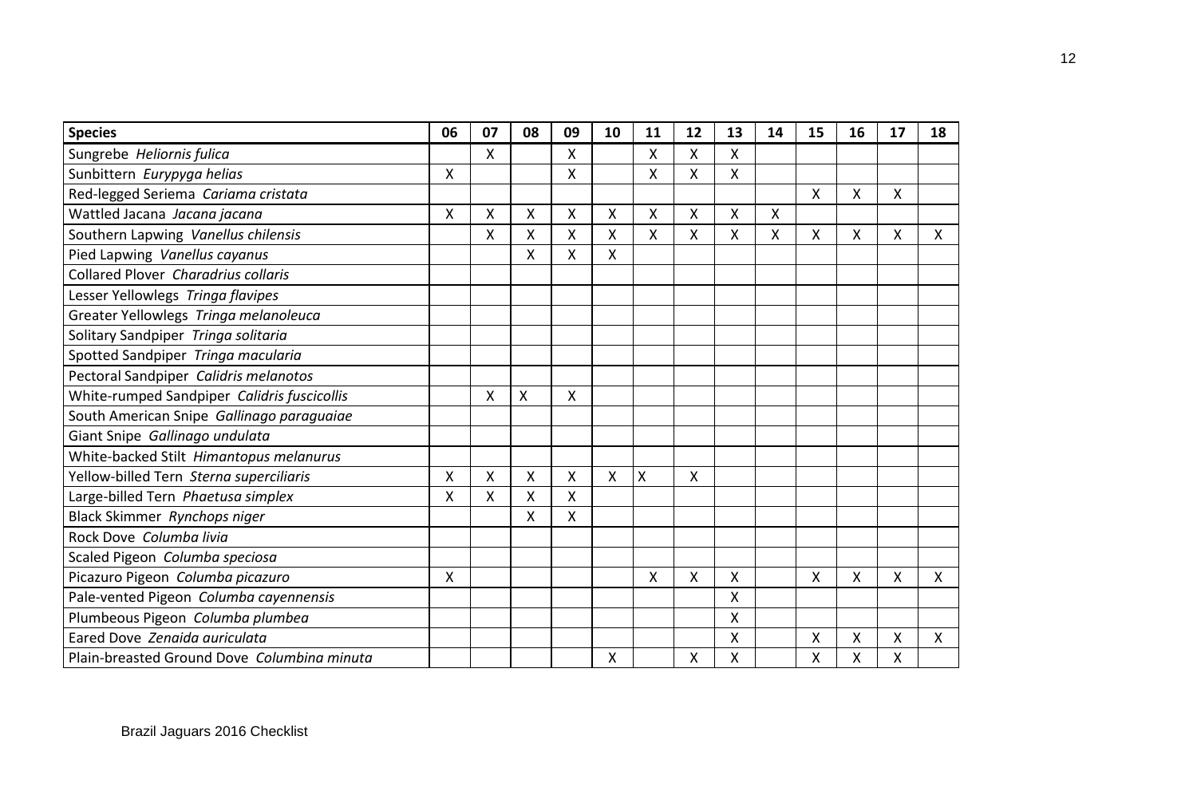| Species | 06 | 07 | 08 | 09 | 10 | 11 | 12 | 13 | 14 | 15 | 16 | 17 | 18 |
|---|---|---|---|---|---|---|---|---|---|---|---|---|---|
| Sungrebe *Heliornis fulica* | | X | | X | | X | X | X | | | | | |
| Sunbittern *Eurypyga helias* | X | | | X | | X | X | X | | | | | |
| Red-legged Seriema *Cariama cristata* | | | | | | | | | | X | X | X | |
| Wattled Jacana *Jacana jacana* | X | X | X | X | X | X | X | X | X | | | | |
| Southern Lapwing *Vanellus chilensis* | | X | X | X | X | X | X | X | X | X | X | X | X |
| Pied Lapwing *Vanellus cayanus* | | | X | X | X | | | | | | | | |
| Collared Plover *Charadrius collaris* | | | | | | | | | | | | | |
| Lesser Yellowlegs *Tringa flavipes* | | | | | | | | | | | | | |
| Greater Yellowlegs *Tringa melanoleuca* | | | | | | | | | | | | | |
| Solitary Sandpiper *Tringa solitaria* | | | | | | | | | | | | | |
| Spotted Sandpiper *Tringa macularia* | | | | | | | | | | | | | |
| Pectoral Sandpiper *Calidris melanotos* | | | | | | | | | | | | | |
| White-rumped Sandpiper *Calidris fuscicollis* | | X | X | X | | | | | | | | | |
| South American Snipe *Gallinago paraguaiae* | | | | | | | | | | | | | |
| Giant Snipe *Gallinago undulata* | | | | | | | | | | | | | |
| White-backed Stilt *Himantopus melanurus* | | | | | | | | | | | | | |
| Yellow-billed Tern *Sterna superciliaris* | X | X | X | X | X | X | X | | | | | | |
| Large-billed Tern *Phaetusa simplex* | X | X | X | X | | | | | | | | | |
| Black Skimmer *Rynchops niger* | | | X | X | | | | | | | | | |
| Rock Dove *Columba livia* | | | | | | | | | | | | | |
| Scaled Pigeon *Columba speciosa* | | | | | | | | | | | | | |
| Picazuro Pigeon *Columba picazuro* | X | | | | | X | X | X | | X | X | X | X |
| Pale-vented Pigeon *Columba cayennensis* | | | | | | | | X | | | | | |
| Plumbeous Pigeon *Columba plumbea* | | | | | | | | X | | | | | |
| Eared Dove *Zenaida auriculata* | | | | | | | | X | | X | X | X | X |
| Plain-breasted Ground Dove *Columbina minuta* | | | | | X | | X | X | | X | X | X | |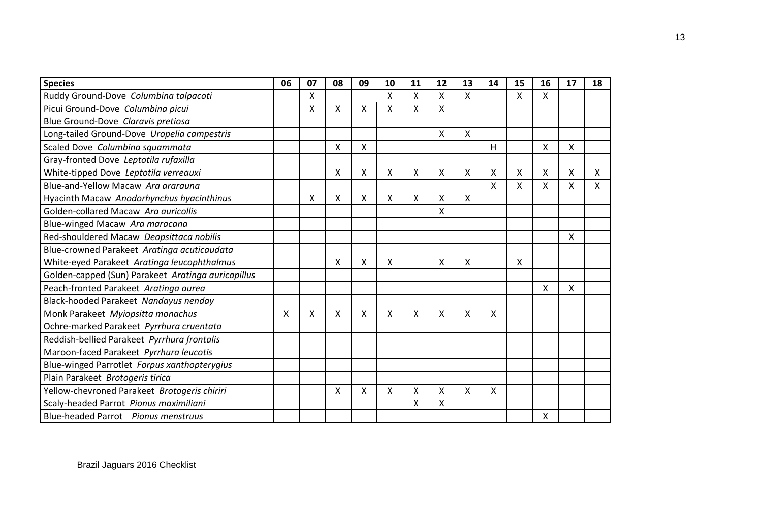| Species | 06 | 07 | 08 | 09 | 10 | 11 | 12 | 13 | 14 | 15 | 16 | 17 | 18 |
|---|---|---|---|---|---|---|---|---|---|---|---|---|---|
| Ruddy Ground-Dove *Columbina talpacoti* | | X | | | X | X | X | X | | X | X | | |
| Picui Ground-Dove *Columbina picui* | | X | X | X | X | X | X | | | | | | |
| Blue Ground-Dove *Claravis pretiosa* | | | | | | | | | | | | | |
| Long-tailed Ground-Dove *Uropelia campestris* | | | | | | | X | X | | | | | |
| Scaled Dove *Columbina squammata* | | | X | X | | | | | H | | X | X | |
| Gray-fronted Dove *Leptotila rufaxilla* | | | | | | | | | | | | | |
| White-tipped Dove *Leptotila verreauxi* | | | X | X | X | X | X | X | X | X | X | X | X |
| Blue-and-Yellow Macaw *Ara ararauna* | | | | | | | | | X | X | X | X | X |
| Hyacinth Macaw *Anodorhynchus hyacinthinus* | | X | X | X | X | X | X | X | | | | | |
| Golden-collared Macaw *Ara auricollis* | | | | | | | X | | | | | | |
| Blue-winged Macaw *Ara maracana* | | | | | | | | | | | | | |
| Red-shouldered Macaw *Deopsittaca nobilis* | | | | | | | | | | | | X | |
| Blue-crowned Parakeet *Aratinga acuticaudata* | | | | | | | | | | | | | |
| White-eyed Parakeet *Aratinga leucophthalmus* | | | X | X | X | | X | X | | X | | | |
| Golden-capped (Sun) Parakeet *Aratinga auricapillus* | | | | | | | | | | | | | |
| Peach-fronted Parakeet *Aratinga aurea* | | | | | | | | | | | X | X | |
| Black-hooded Parakeet *Nandayus nenday* | | | | | | | | | | | | | |
| Monk Parakeet *Myiopsitta monachus* | X | X | X | X | X | X | X | X | X | | | | |
| Ochre-marked Parakeet *Pyrrhura cruentata* | | | | | | | | | | | | | |
| Reddish-bellied Parakeet *Pyrrhura frontalis* | | | | | | | | | | | | | |
| Maroon-faced Parakeet *Pyrrhura leucotis* | | | | | | | | | | | | | |
| Blue-winged Parrotlet *Forpus xanthopterygius* | | | | | | | | | | | | | |
| Plain Parakeet *Brotogeris tirica* | | | | | | | | | | | | | |
| Yellow-chevroned Parakeet *Brotogeris chiriri* | | | X | X | X | X | X | X | X | | | | |
| Scaly-headed Parrot *Pionus maximiliani* | | | | | | X | X | | | | | | |
| Blue-headed Parrot *Pionus menstruus* | | | | | | | | | | | X | | |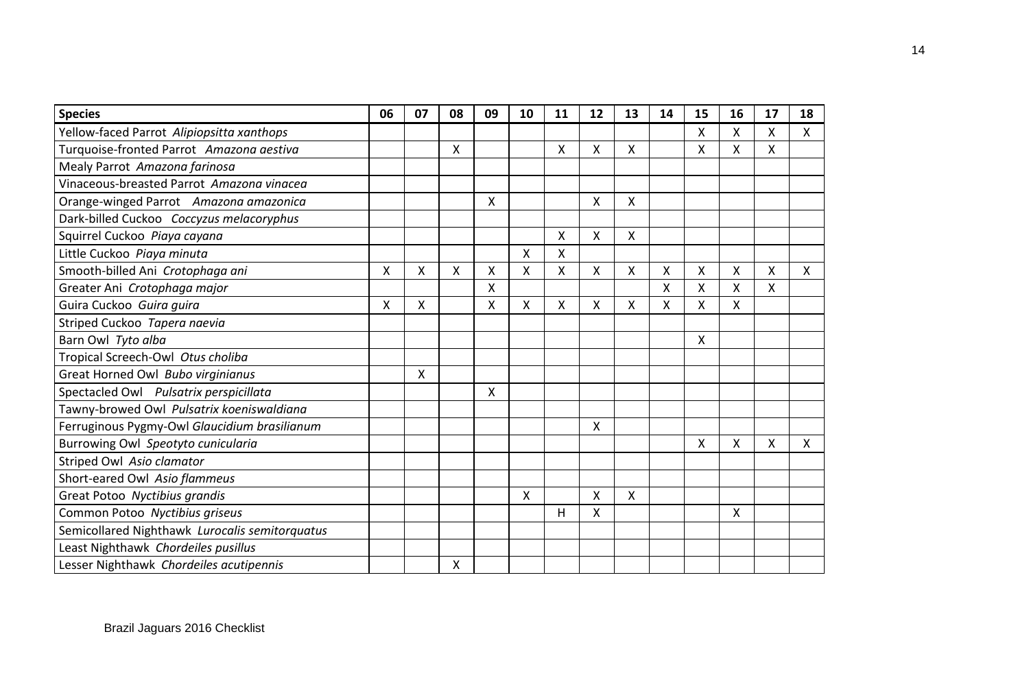| Species | 06 | 07 | 08 | 09 | 10 | 11 | 12 | 13 | 14 | 15 | 16 | 17 | 18 |
|---|---|---|---|---|---|---|---|---|---|---|---|---|---|
| Yellow-faced Parrot *Alipiopsitta xanthops* | | | | | | | | | | X | X | X | X |
| Turquoise-fronted Parrot *Amazona aestiva* | | | X | | | X | X | X | | X | X | X | |
| Mealy Parrot *Amazona farinosa* | | | | | | | | | | | | | |
| Vinaceous-breasted Parrot *Amazona vinacea* | | | | | | | | | | | | | |
| Orange-winged Parrot *Amazona amazonica* | | | | X | | | X | X | | | | | |
| Dark-billed Cuckoo *Coccyzus melacoryphus* | | | | | | | | | | | | | |
| Squirrel Cuckoo *Piaya cayana* | | | | | | X | X | X | | | | | |
| Little Cuckoo *Piaya minuta* | | | | | X | X | | | | | | | |
| Smooth-billed Ani *Crotophaga ani* | X | X | X | X | X | X | X | X | X | X | X | X | X |
| Greater Ani *Crotophaga major* | | | | X | | | | | X | X | X | X | |
| Guira Cuckoo *Guira guira* | X | X | | X | X | X | X | X | X | X | X | | |
| Striped Cuckoo *Tapera naevia* | | | | | | | | | | | | | |
| Barn Owl *Tyto alba* | | | | | | | | | | X | | | |
| Tropical Screech-Owl *Otus choliba* | | | | | | | | | | | | | |
| Great Horned Owl *Bubo virginianus* | | X | | | | | | | | | | | |
| Spectacled Owl *Pulsatrix perspicillata* | | | | X | | | | | | | | | |
| Tawny-browed Owl *Pulsatrix koeniswaldiana* | | | | | | | | | | | | | |
| Ferruginous Pygmy-Owl *Glaucidium brasilianum* | | | | | | | X | | | | | | |
| Burrowing Owl *Speotyto cunicularia* | | | | | | | | | | X | X | X | X |
| Striped Owl *Asio clamator* | | | | | | | | | | | | | |
| Short-eared Owl *Asio flammeus* | | | | | | | | | | | | | |
| Great Potoo *Nyctibius grandis* | | | | | X | | X | X | | | | | |
| Common Potoo *Nyctibius griseus* | | | | | | H | X | | | | X | | |
| Semicollared Nighthawk *Lurocalis semitorquatus* | | | | | | | | | | | | | |
| Least Nighthawk *Chordeiles pusillus* | | | | | | | | | | | | | |
| Lesser Nighthawk *Chordeiles acutipennis* | | | X | | | | | | | | | | |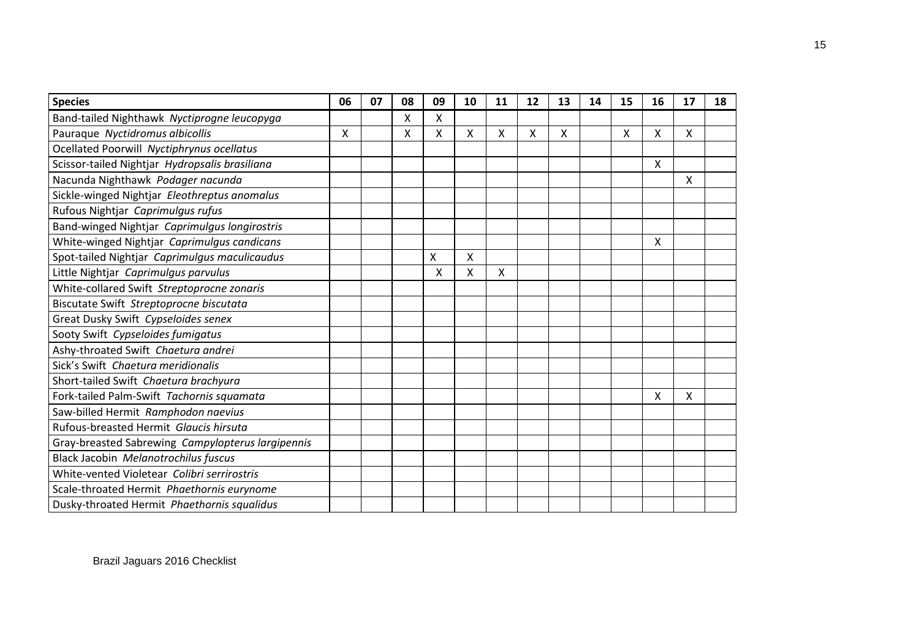| Species | 06 | 07 | 08 | 09 | 10 | 11 | 12 | 13 | 14 | 15 | 16 | 17 | 18 |
|---|---|---|---|---|---|---|---|---|---|---|---|---|---|
| Band-tailed Nighthawk *Nyctiprogne leucopyga* | | | X | X | | | | | | | | | |
| Pauraque *Nyctidromus albicollis* | X | | X | X | X | X | X | X | | X | X | X | |
| Ocellated Poorwill *Nyctiphrynus ocellatus* | | | | | | | | | | | | | |
| Scissor-tailed Nightjar *Hydropsalis brasiliana* | | | | | | | | | | | X | | |
| Nacunda Nighthawk *Podager nacunda* | | | | | | | | | | | | X | |
| Sickle-winged Nightjar *Eleothreptus anomalus* | | | | | | | | | | | | | |
| Rufous Nightjar *Caprimulgus rufus* | | | | | | | | | | | | | |
| Band-winged Nightjar *Caprimulgus longirostris* | | | | | | | | | | | | | |
| White-winged Nightjar *Caprimulgus candicans* | | | | | | | | | | | X | | |
| Spot-tailed Nightjar *Caprimulgus maculicaudus* | | | | X | X | | | | | | | | |
| Little Nightjar *Caprimulgus parvulus* | | | | X | X | X | | | | | | | |
| White-collared Swift *Streptoprocne zonaris* | | | | | | | | | | | | | |
| Biscutate Swift *Streptoprocne biscutata* | | | | | | | | | | | | | |
| Great Dusky Swift *Cypseloides senex* | | | | | | | | | | | | | |
| Sooty Swift *Cypseloides fumigatus* | | | | | | | | | | | | | |
| Ashy-throated Swift *Chaetura andrei* | | | | | | | | | | | | | |
| Sick's Swift *Chaetura meridionalis* | | | | | | | | | | | | | |
| Short-tailed Swift *Chaetura brachyura* | | | | | | | | | | | | | |
| Fork-tailed Palm-Swift *Tachornis squamata* | | | | | | | | | | | X | X | |
| Saw-billed Hermit *Ramphodon naevius* | | | | | | | | | | | | | |
| Rufous-breasted Hermit *Glaucis hirsuta* | | | | | | | | | | | | | |
| Gray-breasted Sabrewing *Campylopterus largipennis* | | | | | | | | | | | | | |
| Black Jacobin *Melanotrochilus fuscus* | | | | | | | | | | | | | |
| White-vented Violetear *Colibri serrirostris* | | | | | | | | | | | | | |
| Scale-throated Hermit *Phaethornis eurynome* | | | | | | | | | | | | | |
| Dusky-throated Hermit *Phaethornis squalidus* | | | | | | | | | | | | | |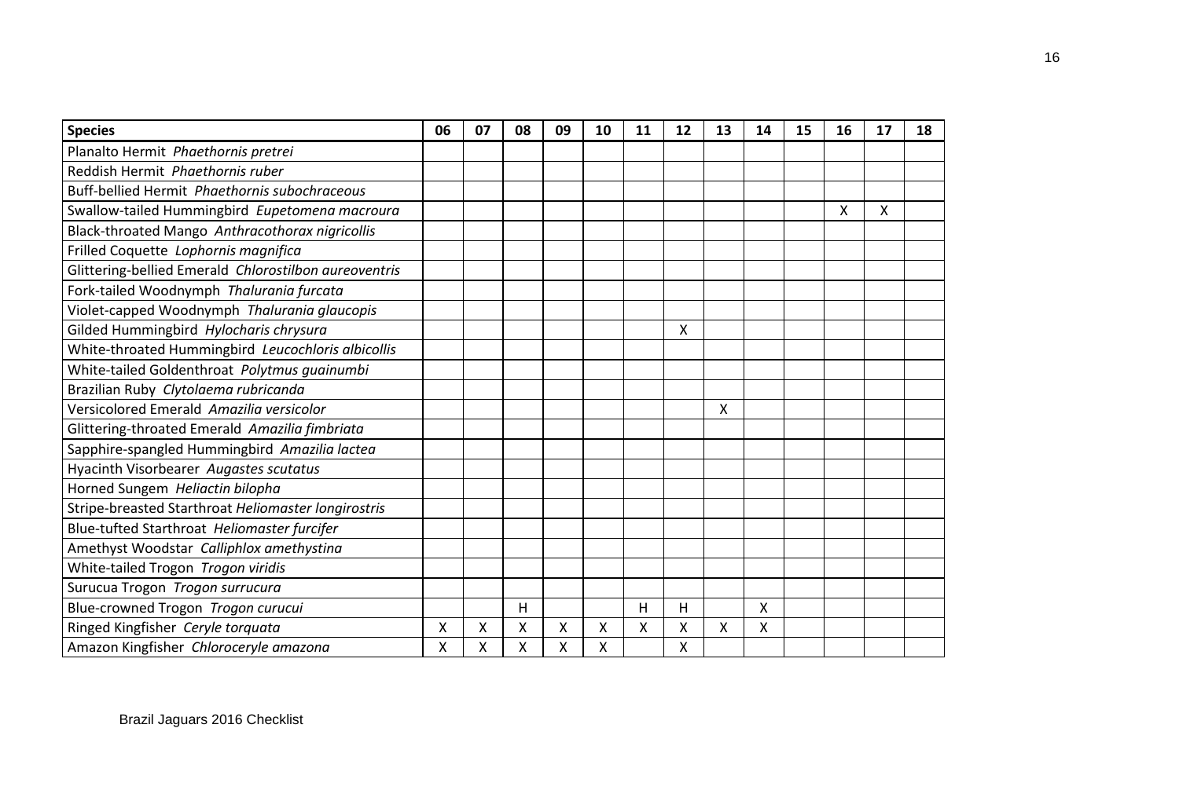| Species | 06 | 07 | 08 | 09 | 10 | 11 | 12 | 13 | 14 | 15 | 16 | 17 | 18 |
|---|---|---|---|---|---|---|---|---|---|---|---|---|---|
| Planalto Hermit *Phaethornis pretrei* | | | | | | | | | | | | | |
| Reddish Hermit *Phaethornis ruber* | | | | | | | | | | | | | |
| Buff-bellied Hermit *Phaethornis subochraceous* | | | | | | | | | | | | | |
| Swallow-tailed Hummingbird *Eupetomena macroura* | | | | | | | | | | | X | X | |
| Black-throated Mango *Anthracothorax nigricollis* | | | | | | | | | | | | | |
| Frilled Coquette *Lophornis magnifica* | | | | | | | | | | | | | |
| Glittering-bellied Emerald *Chlorostilbon aureoventris* | | | | | | | | | | | | | |
| Fork-tailed Woodnymph *Thalurania furcata* | | | | | | | | | | | | | |
| Violet-capped Woodnymph *Thalurania glaucopis* | | | | | | | | | | | | | |
| Gilded Hummingbird *Hylocharis chrysura* | | | | | | | X | | | | | | |
| White-throated Hummingbird *Leucochloris albicollis* | | | | | | | | | | | | | |
| White-tailed Goldenthroat *Polytmus guainumbi* | | | | | | | | | | | | | |
| Brazilian Ruby *Clytolaema rubricanda* | | | | | | | | | | | | | |
| Versicolored Emerald *Amazilia versicolor* | | | | | | | | X | | | | | |
| Glittering-throated Emerald *Amazilia fimbriata* | | | | | | | | | | | | | |
| Sapphire-spangled Hummingbird *Amazilia lactea* | | | | | | | | | | | | | |
| Hyacinth Visorbearer *Augastes scutatus* | | | | | | | | | | | | | |
| Horned Sungem *Heliactin bilopha* | | | | | | | | | | | | | |
| Stripe-breasted Starthroat *Heliomaster longirostris* | | | | | | | | | | | | | |
| Blue-tufted Starthroat *Heliomaster furcifer* | | | | | | | | | | | | | |
| Amethyst Woodstar *Calliphlox amethystina* | | | | | | | | | | | | | |
| White-tailed Trogon *Trogon viridis* | | | | | | | | | | | | | |
| Surucua Trogon *Trogon surrucura* | | | | | | | | | | | | | |
| Blue-crowned Trogon *Trogon curucui* | | | H | | | H | H | | X | | | | |
| Ringed Kingfisher *Ceryle torquata* | X | X | X | X | X | X | X | X | X | | | | |
| Amazon Kingfisher *Chloroceryle amazona* | X | X | X | X | X | | X | | | | | | |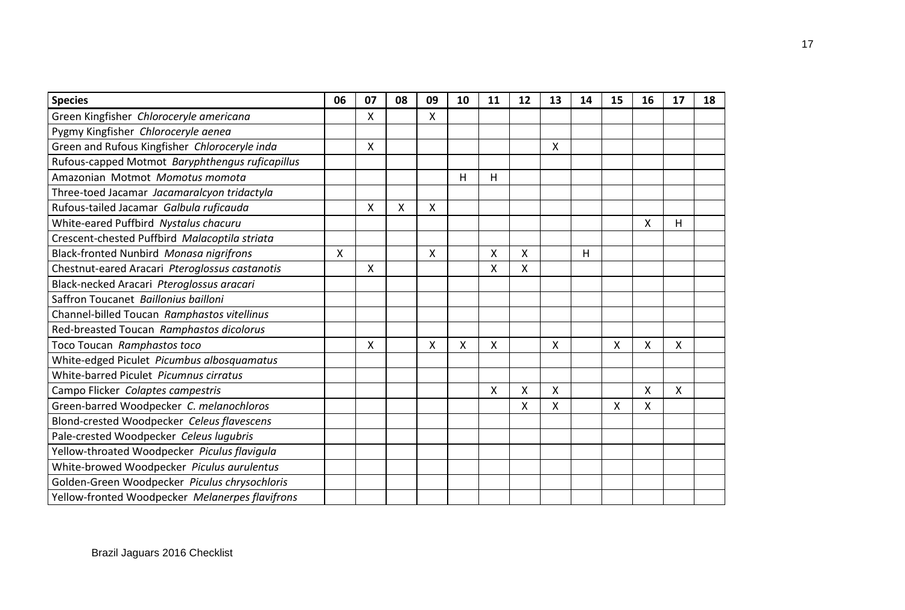| Species | 06 | 07 | 08 | 09 | 10 | 11 | 12 | 13 | 14 | 15 | 16 | 17 | 18 |
|---|---|---|---|---|---|---|---|---|---|---|---|---|---|
| Green Kingfisher *Chloroceryle americana* | | X | | X | | | | | | | | | |
| Pygmy Kingfisher *Chloroceryle aenea* | | | | | | | | | | | | | |
| Green and Rufous Kingfisher *Chloroceryle inda* | | X | | | | | | X | | | | | |
| Rufous-capped Motmot *Baryphthengus ruficapillus* | | | | | | | | | | | | | |
| Amazonian Motmot *Momotus momota* | | | | | H | H | | | | | | | |
| Three-toed Jacamar *Jacamaralcyon tridactyla* | | | | | | | | | | | | | |
| Rufous-tailed Jacamar *Galbula ruficauda* | | X | X | X | | | | | | | | | |
| White-eared Puffbird *Nystalus chacuru* | | | | | | | | | | | X | H | |
| Crescent-chested Puffbird *Malacoptila striata* | | | | | | | | | | | | | |
| Black-fronted Nunbird *Monasa nigrifrons* | X | | | X | | X | X | | H | | | | |
| Chestnut-eared Aracari *Pteroglossus castanotis* | | X | | | | X | X | | | | | | |
| Black-necked Aracari *Pteroglossus aracari* | | | | | | | | | | | | | |
| Saffron Toucanet *Baillonius bailloni* | | | | | | | | | | | | | |
| Channel-billed Toucan *Ramphastos vitellinus* | | | | | | | | | | | | | |
| Red-breasted Toucan *Ramphastos dicolorus* | | | | | | | | | | | | | |
| Toco Toucan *Ramphastos toco* | | X | | X | X | X | | X | | X | X | X | |
| White-edged Piculet *Picumbus albosquamatus* | | | | | | | | | | | | | |
| White-barred Piculet *Picumnus cirratus* | | | | | | | | | | | | | |
| Campo Flicker *Colaptes campestris* | | | | | | X | X | X | | | X | X | |
| Green-barred Woodpecker *C. melanochloros* | | | | | | | X | X | | X | X | | |
| Blond-crested Woodpecker *Celeus flavescens* | | | | | | | | | | | | | |
| Pale-crested Woodpecker *Celeus lugubris* | | | | | | | | | | | | | |
| Yellow-throated Woodpecker *Piculus flavigula* | | | | | | | | | | | | | |
| White-browed Woodpecker *Piculus aurulentus* | | | | | | | | | | | | | |
| Golden-Green Woodpecker *Piculus chrysochloris* | | | | | | | | | | | | | |
| Yellow-fronted Woodpecker *Melanerpes flavifrons* | | | | | | | | | | | | | |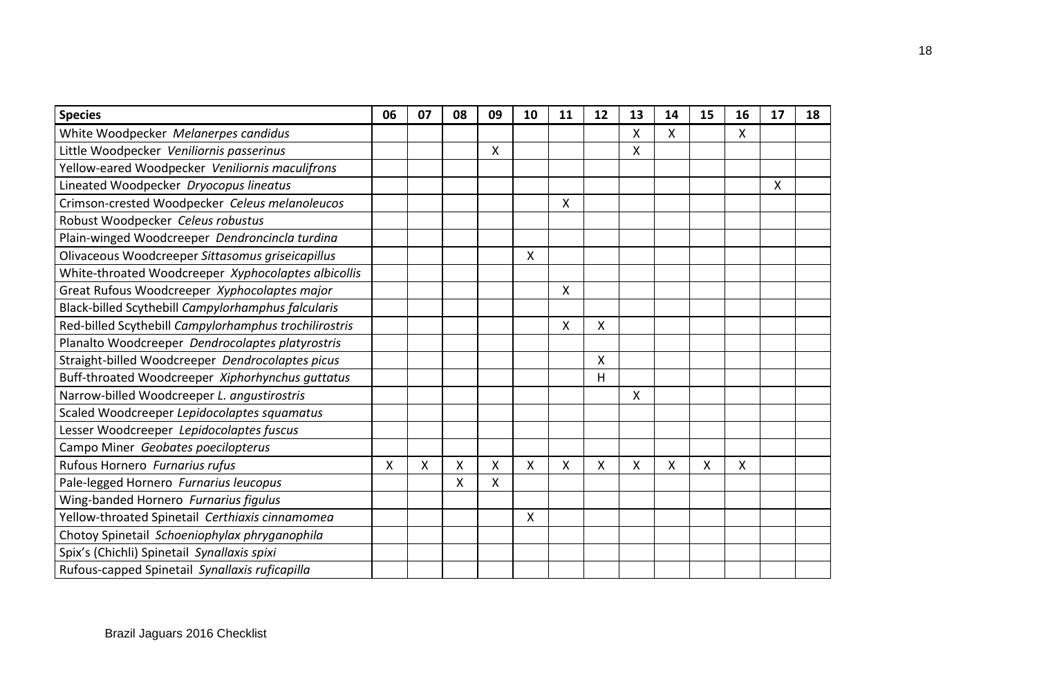| Species | 06 | 07 | 08 | 09 | 10 | 11 | 12 | 13 | 14 | 15 | 16 | 17 | 18 |
|---|---|---|---|---|---|---|---|---|---|---|---|---|---|
| White Woodpecker *Melanerpes candidus* | | | | | | | | X | X | | X | | |
| Little Woodpecker *Veniliornis passerinus* | | | | X | | | | X | | | | | |
| Yellow-eared Woodpecker *Veniliornis maculifrons* | | | | | | | | | | | | | |
| Lineated Woodpecker *Dryocopus lineatus* | | | | | | | | | | | | X | |
| Crimson-crested Woodpecker *Celeus melanoleucos* | | | | | | X | | | | | | | |
| Robust Woodpecker *Celeus robustus* | | | | | | | | | | | | | |
| Plain-winged Woodcreeper *Dendroncincla turdina* | | | | | | | | | | | | | |
| Olivaceous Woodcreeper *Sittasomus griseicapillus* | | | | | X | | | | | | | | |
| White-throated Woodcreeper *Xyphocolaptes albicollis* | | | | | | | | | | | | | |
| Great Rufous Woodcreeper *Xyphocolaptes major* | | | | | | X | | | | | | | |
| Black-billed Scythebill *Campylorhamphus falcularis* | | | | | | | | | | | | | |
| Red-billed Scythebill *Campylorhamphus trochilirostris* | | | | | | X | X | | | | | | |
| Planalto Woodcreeper *Dendrocolaptes platyrostris* | | | | | | | | | | | | | |
| Straight-billed Woodcreeper *Dendrocolaptes picus* | | | | | | | X | | | | | | |
| Buff-throated Woodcreeper *Xiphorhynchus guttatus* | | | | | | | H | | | | | | |
| Narrow-billed Woodcreeper *L. angustirostris* | | | | | | | | X | | | | | |
| Scaled Woodcreeper *Lepidocolaptes squamatus* | | | | | | | | | | | | | |
| Lesser Woodcreeper *Lepidocolaptes fuscus* | | | | | | | | | | | | | |
| Campo Miner *Geobates poecilopterus* | | | | | | | | | | | | | |
| Rufous Hornero *Furnarius rufus* | X | X | X | X | X | X | X | X | X | X | X | | |
| Pale-legged Hornero *Furnarius leucopus* | | | X | X | | | | | | | | | |
| Wing-banded Hornero *Furnarius figulus* | | | | | | | | | | | | | |
| Yellow-throated Spinetail *Certhiaxis cinnamomea* | | | | | X | | | | | | | | |
| Chotoy Spinetail *Schoeniophylax phryganophila* | | | | | | | | | | | | | |
| Spix's (Chichli) Spinetail *Synallaxis spixi* | | | | | | | | | | | | | |
| Rufous-capped Spinetail *Synallaxis ruficapilla* | | | | | | | | | | | | | |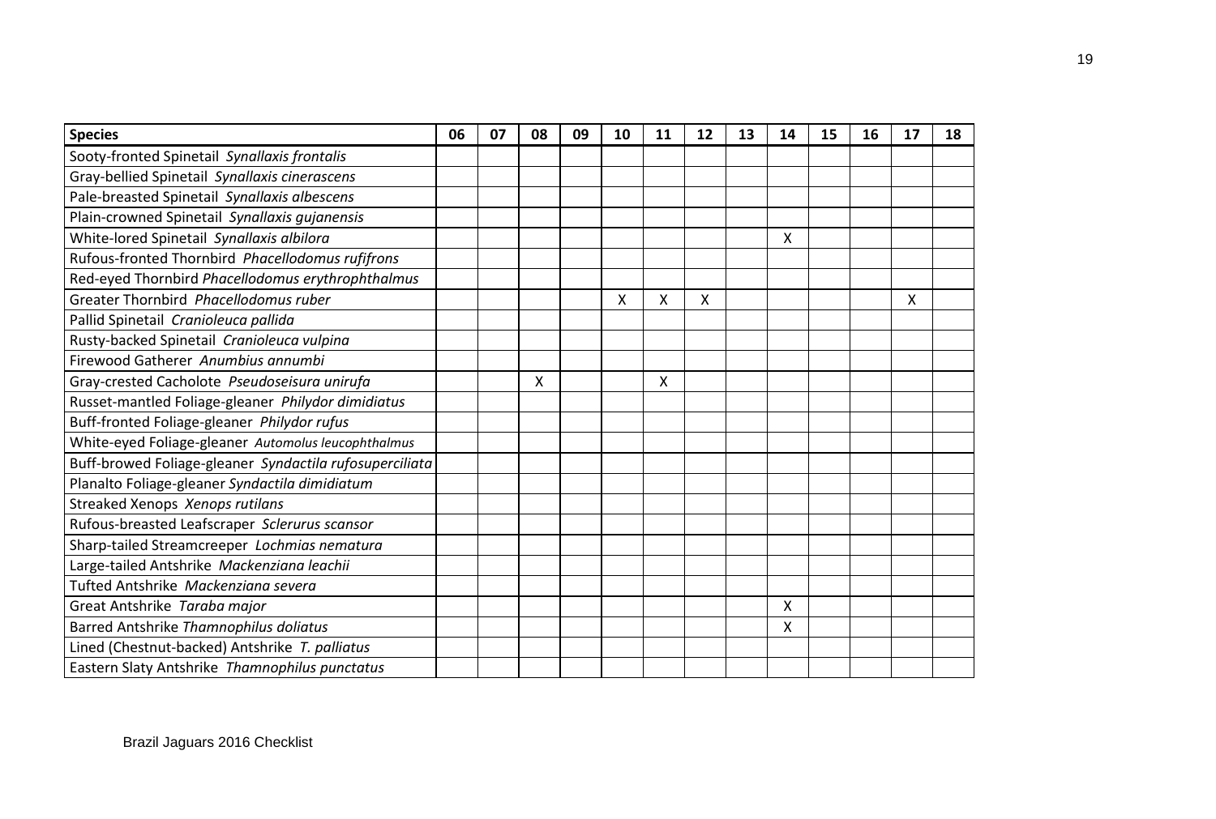| Species | 06 | 07 | 08 | 09 | 10 | 11 | 12 | 13 | 14 | 15 | 16 | 17 | 18 |
|---|---|---|---|---|---|---|---|---|---|---|---|---|---|
| Sooty-fronted Spinetail *Synallaxis frontalis* | | | | | | | | | | | | | |
| Gray-bellied Spinetail *Synallaxis cinerascens* | | | | | | | | | | | | | |
| Pale-breasted Spinetail *Synallaxis albescens* | | | | | | | | | | | | | |
| Plain-crowned Spinetail *Synallaxis gujanensis* | | | | | | | | | | | | | |
| White-lored Spinetail *Synallaxis albilora* | | | | | | | | | X | | | | |
| Rufous-fronted Thornbird *Phacellodomus rufifrons* | | | | | | | | | | | | | |
| Red-eyed Thornbird *Phacellodomus erythrophthalmus* | | | | | | | | | | | | | |
| Greater Thornbird *Phacellodomus ruber* | | | | | X | X | X | | | | | X | |
| Pallid Spinetail *Cranioleuca pallida* | | | | | | | | | | | | | |
| Rusty-backed Spinetail *Cranioleuca vulpina* | | | | | | | | | | | | | |
| Firewood Gatherer *Anumbius annumbi* | | | | | | | | | | | | | |
| Gray-crested Cacholote *Pseudoseisura unirufa* | | | X | | | X | | | | | | | |
| Russet-mantled Foliage-gleaner *Philydor dimidiatus* | | | | | | | | | | | | | |
| Buff-fronted Foliage-gleaner *Philydor rufus* | | | | | | | | | | | | | |
| White-eyed Foliage-gleaner *Automolus leucophthalmus* | | | | | | | | | | | | | |
| Buff-browed Foliage-gleaner *Syndactila rufosuperciliata* | | | | | | | | | | | | | |
| Planalto Foliage-gleaner *Syndactila dimidiatum* | | | | | | | | | | | | | |
| Streaked Xenops *Xenops rutilans* | | | | | | | | | | | | | |
| Rufous-breasted Leafscraper *Sclerurus scansor* | | | | | | | | | | | | | |
| Sharp-tailed Streamcreeper *Lochmias nematura* | | | | | | | | | | | | | |
| Large-tailed Antshrike *Mackenziana leachii* | | | | | | | | | | | | | |
| Tufted Antshrike *Mackenziana severa* | | | | | | | | | | | | | |
| Great Antshrike *Taraba major* | | | | | | | | | X | | | | |
| Barred Antshrike *Thamnophilus doliatus* | | | | | | | | | X | | | | |
| Lined (Chestnut-backed) Antshrike *T. palliatus* | | | | | | | | | | | | | |
| Eastern Slaty Antshrike *Thamnophilus punctatus* | | | | | | | | | | | | | |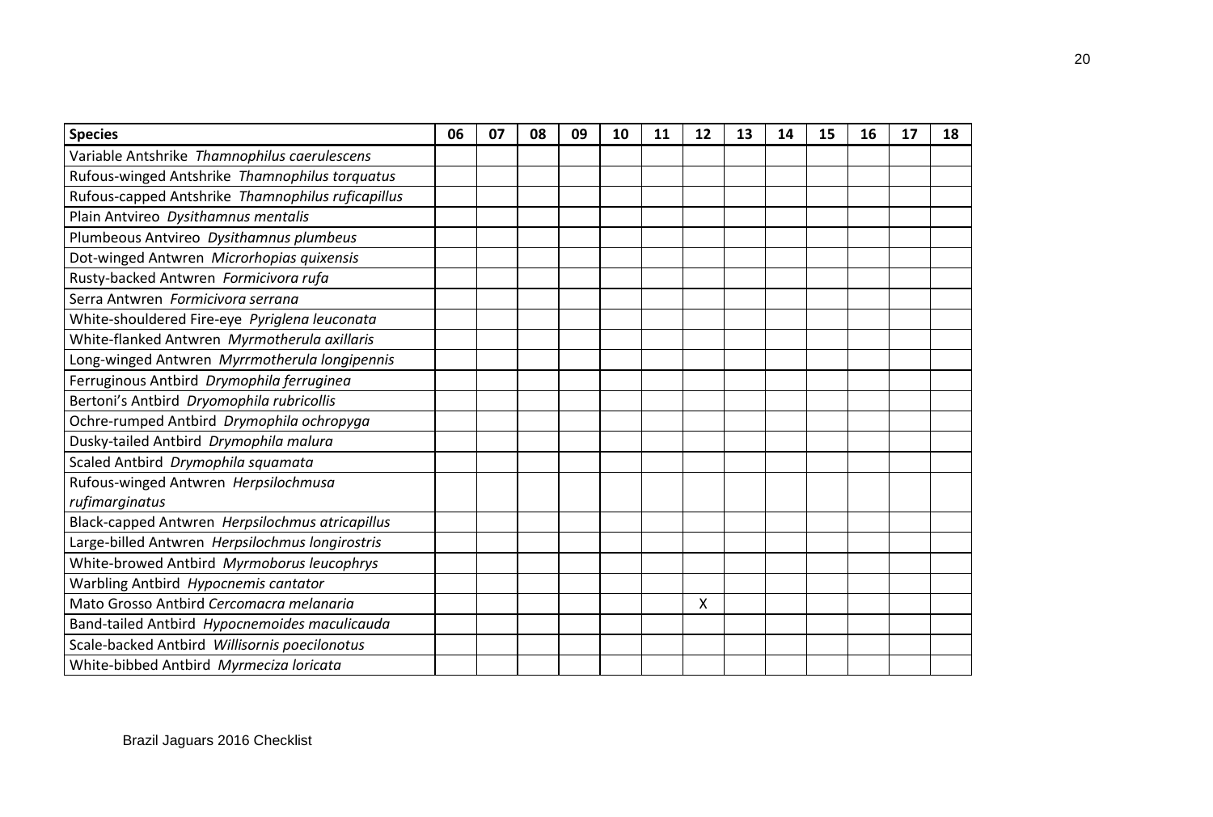| Species | 06 | 07 | 08 | 09 | 10 | 11 | 12 | 13 | 14 | 15 | 16 | 17 | 18 |
|---|---|---|---|---|---|---|---|---|---|---|---|---|---|
| Variable Antshrike *Thamnophilus caerulescens* | | | | | | | | | | | | | |
| Rufous-winged Antshrike *Thamnophilus torquatus* | | | | | | | | | | | | | |
| Rufous-capped Antshrike *Thamnophilus ruficapillus* | | | | | | | | | | | | | |
| Plain Antvireo *Dysithamnus mentalis* | | | | | | | | | | | | | |
| Plumbeous Antvireo *Dysithamnus plumbeus* | | | | | | | | | | | | | |
| Dot-winged Antwren *Microrhopias quixensis* | | | | | | | | | | | | | |
| Rusty-backed Antwren *Formicivora rufa* | | | | | | | | | | | | | |
| Serra Antwren *Formicivora serrana* | | | | | | | | | | | | | |
| White-shouldered Fire-eye *Pyriglena leuconata* | | | | | | | | | | | | | |
| White-flanked Antwren *Myrmotherula axillaris* | | | | | | | | | | | | | |
| Long-winged Antwren *Myrrmotherula longipennis* | | | | | | | | | | | | | |
| Ferruginous Antbird *Drymophila ferruginea* | | | | | | | | | | | | | |
| Bertoni's Antbird *Dryomophila rubricollis* | | | | | | | | | | | | | |
| Ochre-rumped Antbird *Drymophila ochropyga* | | | | | | | | | | | | | |
| Dusky-tailed Antbird *Drymophila malura* | | | | | | | | | | | | | |
| Scaled Antbird *Drymophila squamata* | | | | | | | | | | | | | |
| Rufous-winged Antwren *Herpsilochmusa rufimarginatus* | | | | | | | | | | | | | |
| Black-capped Antwren *Herpsilochmus atricapillus* | | | | | | | | | | | | | |
| Large-billed Antwren *Herpsilochmus longirostris* | | | | | | | | | | | | | |
| White-browed Antbird *Myrmoborus leucophrys* | | | | | | | | | | | | | |
| Warbling Antbird *Hypocnemis cantator* | | | | | | | | | | | | | |
| Mato Grosso Antbird *Cercomacra melanaria* | | | | | | | X | | | | | | |
| Band-tailed Antbird *Hypocnemoides maculicauda* | | | | | | | | | | | | | |
| Scale-backed Antbird *Willisornis poecilonotus* | | | | | | | | | | | | | |
| White-bibbed Antbird *Myrmeciza loricata* | | | | | | | | | | | | | |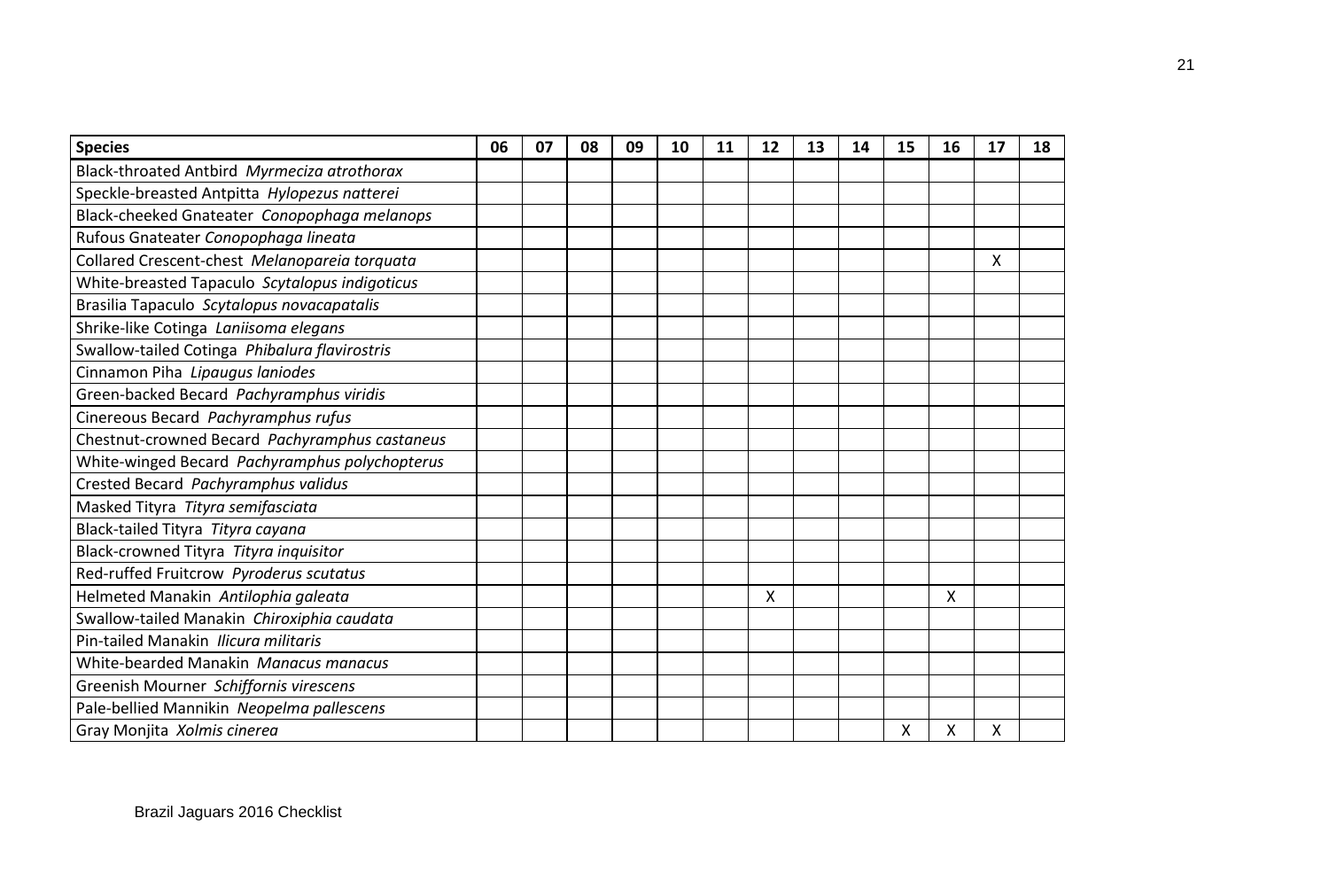| Species | 06 | 07 | 08 | 09 | 10 | 11 | 12 | 13 | 14 | 15 | 16 | 17 | 18 |
|---|---|---|---|---|---|---|---|---|---|---|---|---|---|
| Black-throated Antbird *Myrmeciza atrothorax* | | | | | | | | | | | | | |
| Speckle-breasted Antpitta *Hylopezus natterei* | | | | | | | | | | | | | |
| Black-cheeked Gnateater *Conopophaga melanops* | | | | | | | | | | | | | |
| Rufous Gnateater *Conopophaga lineata* | | | | | | | | | | | | | |
| Collared Crescent-chest *Melanopareia torquata* | | | | | | | | | | | | X | |
| White-breasted Tapaculo *Scytalopus indigoticus* | | | | | | | | | | | | | |
| Brasilia Tapaculo *Scytalopus novacapatalis* | | | | | | | | | | | | | |
| Shrike-like Cotinga *Laniisoma elegans* | | | | | | | | | | | | | |
| Swallow-tailed Cotinga *Phibalura flavirostris* | | | | | | | | | | | | | |
| Cinnamon Piha *Lipaugus laniodes* | | | | | | | | | | | | | |
| Green-backed Becard *Pachyramphus viridis* | | | | | | | | | | | | | |
| Cinereous Becard *Pachyramphus rufus* | | | | | | | | | | | | | |
| Chestnut-crowned Becard *Pachyramphus castaneus* | | | | | | | | | | | | | |
| White-winged Becard *Pachyramphus polychopterus* | | | | | | | | | | | | | |
| Crested Becard *Pachyramphus validus* | | | | | | | | | | | | | |
| Masked Tityra *Tityra semifasciata* | | | | | | | | | | | | | |
| Black-tailed Tityra *Tityra cayana* | | | | | | | | | | | | | |
| Black-crowned Tityra *Tityra inquisitor* | | | | | | | | | | | | | |
| Red-ruffed Fruitcrow *Pyroderus scutatus* | | | | | | | | | | | | | |
| Helmeted Manakin *Antilophia galeata* | | | | | | | X | | | | X | | |
| Swallow-tailed Manakin *Chiroxiphia caudata* | | | | | | | | | | | | | |
| Pin-tailed Manakin *Ilicura militaris* | | | | | | | | | | | | | |
| White-bearded Manakin *Manacus manacus* | | | | | | | | | | | | | |
| Greenish Mourner *Schiffornis virescens* | | | | | | | | | | | | | |
| Pale-bellied Mannikin *Neopelma pallescens* | | | | | | | | | | | | | |
| Gray Monjita *Xolmis cinerea* | | | | | | | | | | X | X | X | |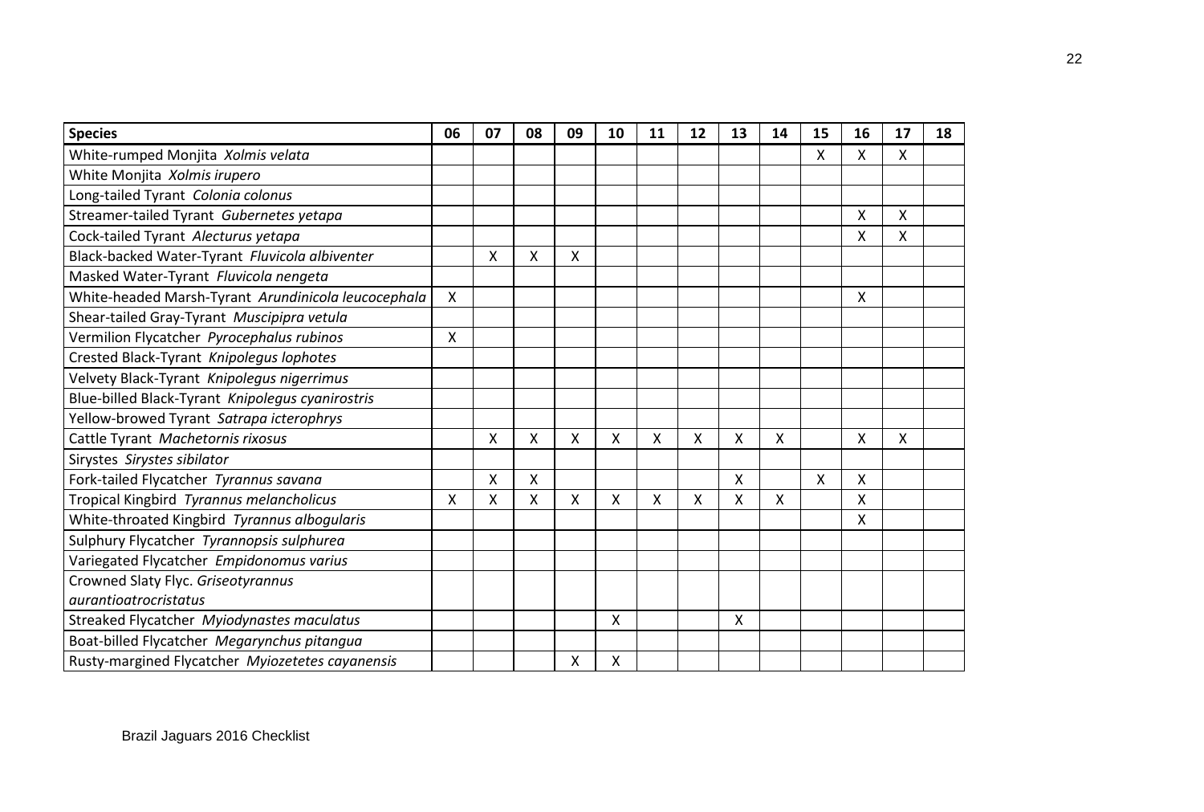| Species | 06 | 07 | 08 | 09 | 10 | 11 | 12 | 13 | 14 | 15 | 16 | 17 | 18 |
|---|---|---|---|---|---|---|---|---|---|---|---|---|---|
| White-rumped Monjita *Xolmis velata* | | | | | | | | | | X | X | X | |
| White Monjita *Xolmis irupero* | | | | | | | | | | | | | |
| Long-tailed Tyrant *Colonia colonus* | | | | | | | | | | | | | |
| Streamer-tailed Tyrant *Gubernetes yetapa* | | | | | | | | | | | X | X | |
| Cock-tailed Tyrant *Alecturus yetapa* | | | | | | | | | | | X | X | |
| Black-backed Water-Tyrant *Fluvicola albiventer* | | X | X | X | | | | | | | | | |
| Masked Water-Tyrant *Fluvicola nengeta* | | | | | | | | | | | | | |
| White-headed Marsh-Tyrant *Arundinicola leucocephala* | X | | | | | | | | | | X | | |
| Shear-tailed Gray-Tyrant *Muscipipra vetula* | | | | | | | | | | | | | |
| Vermilion Flycatcher *Pyrocephalus rubinos* | X | | | | | | | | | | | | |
| Crested Black-Tyrant *Knipolegus lophotes* | | | | | | | | | | | | | |
| Velvety Black-Tyrant *Knipolegus nigerrimus* | | | | | | | | | | | | | |
| Blue-billed Black-Tyrant *Knipolegus cyanirostris* | | | | | | | | | | | | | |
| Yellow-browed Tyrant *Satrapa icterophrys* | | | | | | | | | | | | | |
| Cattle Tyrant *Machetornis rixosus* | | X | X | X | X | X | X | X | X | | X | X | |
| Sirystes *Sirystes sibilator* | | | | | | | | | | | | | |
| Fork-tailed Flycatcher *Tyrannus savana* | | X | X | | | | | X | | X | X | | |
| Tropical Kingbird *Tyrannus melancholicus* | X | X | X | X | X | X | X | X | X | | X | | |
| White-throated Kingbird *Tyrannus albogularis* | | | | | | | | | | | X | | |
| Sulphury Flycatcher *Tyrannopsis sulphurea* | | | | | | | | | | | | | |
| Variegated Flycatcher *Empidonomus varius* | | | | | | | | | | | | | |
| Crowned Slaty Flyc. *Griseotyrannus aurantioatrocristatus* | | | | | | | | | | | | | |
| Streaked Flycatcher *Myiodynastes maculatus* | | | | | X | | | X | | | | | |
| Boat-billed Flycatcher *Megarynchus pitangua* | | | | | | | | | | | | | |
| Rusty-margined Flycatcher *Myiozetetes cayanensis* | | | | X | X | | | | | | | | |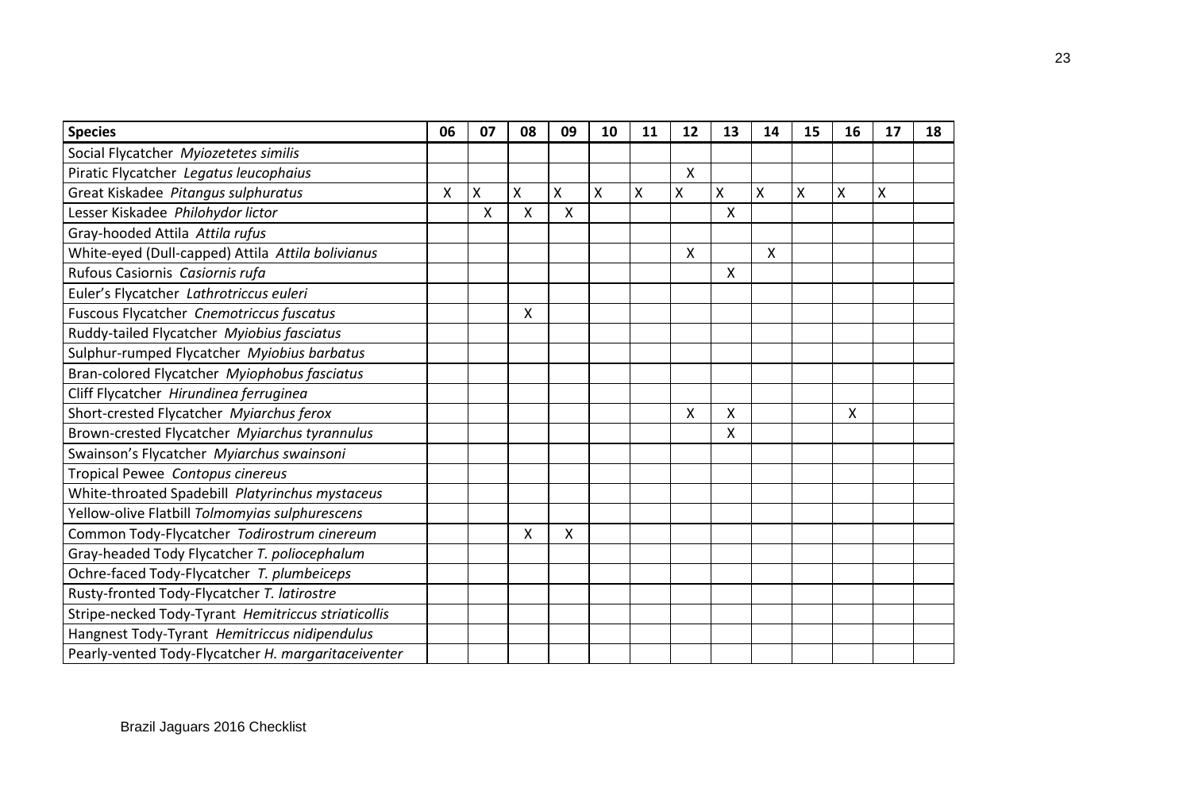| Species | 06 | 07 | 08 | 09 | 10 | 11 | 12 | 13 | 14 | 15 | 16 | 17 | 18 |
|---|---|---|---|---|---|---|---|---|---|---|---|---|---|
| Social Flycatcher *Myiozetetes similis* | | | | | | | | | | | | | |
| Piratic Flycatcher *Legatus leucophaius* | | | | | | | X | | | | | | |
| Great Kiskadee *Pitangus sulphuratus* | X | X | X | X | X | X | X | X | X | X | X | X | |
| Lesser Kiskadee *Philohydor lictor* | | X | X | X | | | | X | | | | | |
| Gray-hooded Attila *Attila rufus* | | | | | | | | | | | | | |
| White-eyed (Dull-capped) Attila *Attila bolivianus* | | | | | | | X | | X | | | | |
| Rufous Casiornis *Casiornis rufa* | | | | | | | | X | | | | | |
| Euler's Flycatcher *Lathrotriccus euleri* | | | | | | | | | | | | | |
| Fuscous Flycatcher *Cnemotriccus fuscatus* | | | X | | | | | | | | | | |
| Ruddy-tailed Flycatcher *Myiobius fasciatus* | | | | | | | | | | | | | |
| Sulphur-rumped Flycatcher *Myiobius barbatus* | | | | | | | | | | | | | |
| Bran-colored Flycatcher *Myiophobus fasciatus* | | | | | | | | | | | | | |
| Cliff Flycatcher *Hirundinea ferruginea* | | | | | | | | | | | | | |
| Short-crested Flycatcher *Myiarchus ferox* | | | | | | | X | X | | | X | | |
| Brown-crested Flycatcher *Myiarchus tyrannulus* | | | | | | | | X | | | | | |
| Swainson's Flycatcher *Myiarchus swainsoni* | | | | | | | | | | | | | |
| Tropical Pewee *Contopus cinereus* | | | | | | | | | | | | | |
| White-throated Spadebill *Platyrinchus mystaceus* | | | | | | | | | | | | | |
| Yellow-olive Flatbill *Tolmomyias sulphurescens* | | | | | | | | | | | | | |
| Common Tody-Flycatcher *Todirostrum cinereum* | | | X | X | | | | | | | | | |
| Gray-headed Tody Flycatcher *T. poliocephalum* | | | | | | | | | | | | | |
| Ochre-faced Tody-Flycatcher *T. plumbeiceps* | | | | | | | | | | | | | |
| Rusty-fronted Tody-Flycatcher *T. latirostre* | | | | | | | | | | | | | |
| Stripe-necked Tody-Tyrant *Hemitriccus striaticollis* | | | | | | | | | | | | | |
| Hangnest Tody-Tyrant *Hemitriccus nidipendulus* | | | | | | | | | | | | | |
| Pearly-vented Tody-Flycatcher *H. margaritaceiventer* | | | | | | | | | | | | | |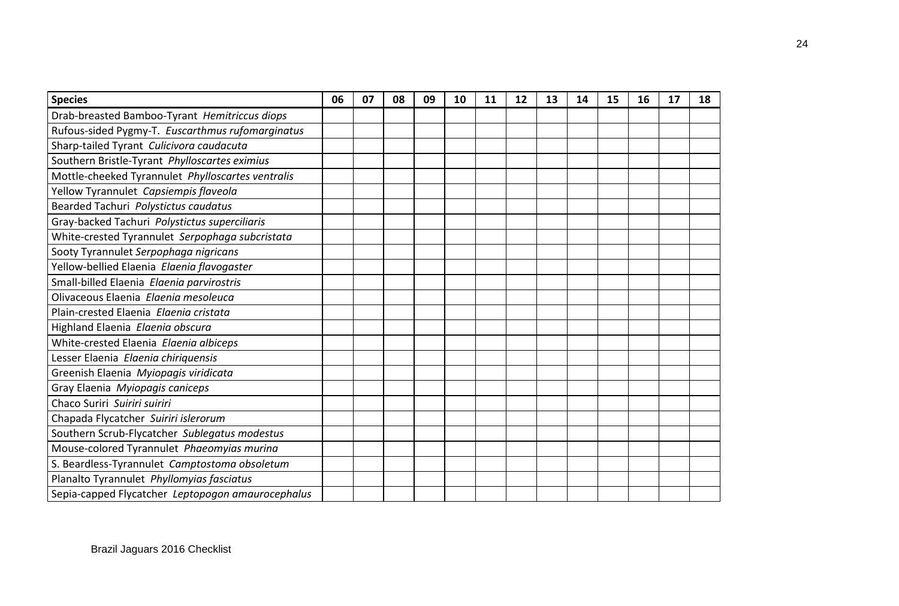| Species | 06 | 07 | 08 | 09 | 10 | 11 | 12 | 13 | 14 | 15 | 16 | 17 | 18 |
|---|---|---|---|---|---|---|---|---|---|---|---|---|---|
| Drab-breasted Bamboo-Tyrant *Hemitriccus diops* | | | | | | | | | | | | | |
| Rufous-sided Pygmy-T. *Euscarthmus rufomarginatus* | | | | | | | | | | | | | |
| Sharp-tailed Tyrant *Culicivora caudacuta* | | | | | | | | | | | | | |
| Southern Bristle-Tyrant *Phylloscartes eximius* | | | | | | | | | | | | | |
| Mottle-cheeked Tyrannulet *Phylloscartes ventralis* | | | | | | | | | | | | | |
| Yellow Tyrannulet *Capsiempis flaveola* | | | | | | | | | | | | | |
| Bearded Tachuri *Polystictus caudatus* | | | | | | | | | | | | | |
| Gray-backed Tachuri *Polystictus superciliaris* | | | | | | | | | | | | | |
| White-crested Tyrannulet *Serpophaga subcristata* | | | | | | | | | | | | | |
| Sooty Tyrannulet *Serpophaga nigricans* | | | | | | | | | | | | | |
| Yellow-bellied Elaenia *Elaenia flavogaster* | | | | | | | | | | | | | |
| Small-billed Elaenia *Elaenia parvirostris* | | | | | | | | | | | | | |
| Olivaceous Elaenia *Elaenia mesoleuca* | | | | | | | | | | | | | |
| Plain-crested Elaenia *Elaenia cristata* | | | | | | | | | | | | | |
| Highland Elaenia *Elaenia obscura* | | | | | | | | | | | | | |
| White-crested Elaenia *Elaenia albiceps* | | | | | | | | | | | | | |
| Lesser Elaenia *Elaenia chiriquensis* | | | | | | | | | | | | | |
| Greenish Elaenia *Myiopagis viridicata* | | | | | | | | | | | | | |
| Gray Elaenia *Myiopagis caniceps* | | | | | | | | | | | | | |
| Chaco Suriri *Suiriri suiriri* | | | | | | | | | | | | | |
| Chapada Flycatcher *Suiriri islerorum* | | | | | | | | | | | | | |
| Southern Scrub-Flycatcher *Sublegatus modestus* | | | | | | | | | | | | | |
| Mouse-colored Tyrannulet *Phaeomyias murina* | | | | | | | | | | | | | |
| S. Beardless-Tyrannulet *Camptostoma obsoletum* | | | | | | | | | | | | | |
| Planalto Tyrannulet *Phyllomyias fasciatus* | | | | | | | | | | | | | |
| Sepia-capped Flycatcher *Leptopogon amaurocephalus* | | | | | | | | | | | | | |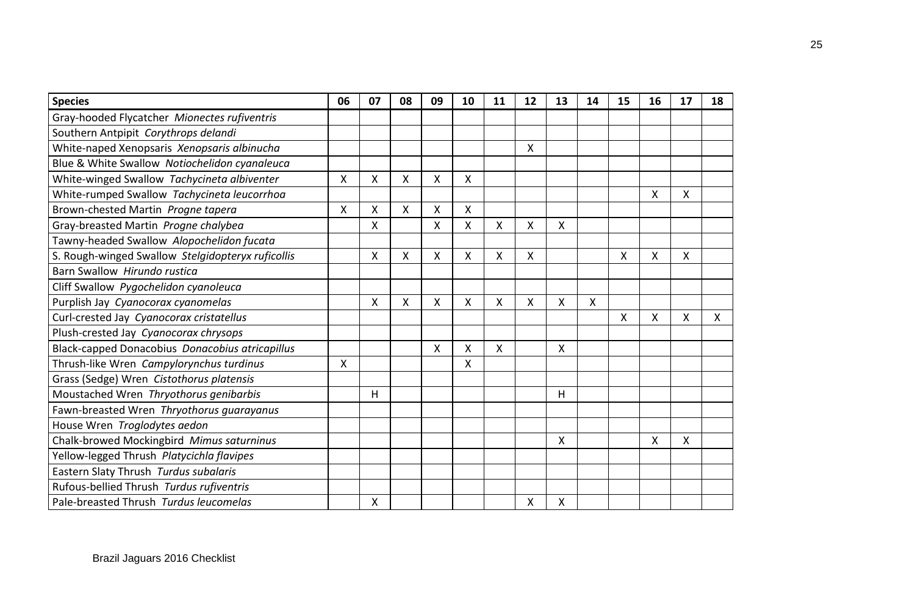| Species | 06 | 07 | 08 | 09 | 10 | 11 | 12 | 13 | 14 | 15 | 16 | 17 | 18 |
|---|---|---|---|---|---|---|---|---|---|---|---|---|---|
| Gray-hooded Flycatcher *Mionectes rufiventris* | | | | | | | | | | | | | |
| Southern Antpipit *Corythrops delandi* | | | | | | | | | | | | | |
| White-naped Xenopsaris *Xenopsaris albinucha* | | | | | | | X | | | | | | |
| Blue & White Swallow *Notiochelidon cyanaleuca* | | | | | | | | | | | | | |
| White-winged Swallow *Tachycineta albiventer* | X | X | X | X | X | | | | | | | | |
| White-rumped Swallow *Tachycineta leucorrhoa* | | | | | | | | | | | X | X | |
| Brown-chested Martin *Progne tapera* | X | X | X | X | X | | | | | | | | |
| Gray-breasted Martin *Progne chalybea* | | X | | X | X | X | X | X | | | | | |
| Tawny-headed Swallow *Alopochelidon fucata* | | | | | | | | | | | | | |
| S. Rough-winged Swallow *Stelgidopteryx ruficollis* | | X | X | X | X | X | X | | | X | X | X | |
| Barn Swallow *Hirundo rustica* | | | | | | | | | | | | | |
| Cliff Swallow *Pygochelidon cyanoleuca* | | | | | | | | | | | | | |
| Purplish Jay *Cyanocorax cyanomelas* | | X | X | X | X | X | X | X | X | | | | |
| Curl-crested Jay *Cyanocorax cristatellus* | | | | | | | | | | X | X | X | X |
| Plush-crested Jay *Cyanocorax chrysops* | | | | | | | | | | | | | |
| Black-capped Donacobius *Donacobius atricapillus* | | | | X | X | X | | X | | | | | |
| Thrush-like Wren *Campylorynchus turdinus* | X | | | | X | | | | | | | | |
| Grass (Sedge) Wren *Cistothorus platensis* | | | | | | | | | | | | | |
| Moustached Wren *Thryothorus genibarbis* | | H | | | | | | H | | | | | |
| Fawn-breasted Wren *Thryothorus guarayanus* | | | | | | | | | | | | | |
| House Wren *Troglodytes aedon* | | | | | | | | | | | | | |
| Chalk-browed Mockingbird *Mimus saturninus* | | | | | | | | X | | | X | X | |
| Yellow-legged Thrush *Platycichla flavipes* | | | | | | | | | | | | | |
| Eastern Slaty Thrush *Turdus subalaris* | | | | | | | | | | | | | |
| Rufous-bellied Thrush *Turdus rufiventris* | | | | | | | | | | | | | |
| Pale-breasted Thrush *Turdus leucomelas* | | X | | | | | X | X | | | | | |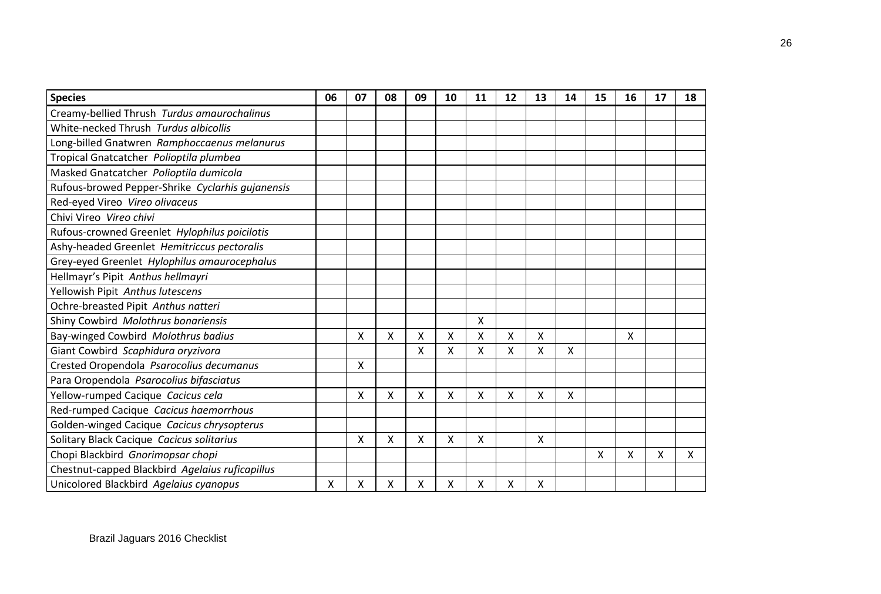| Species | 06 | 07 | 08 | 09 | 10 | 11 | 12 | 13 | 14 | 15 | 16 | 17 | 18 |
|---|---|---|---|---|---|---|---|---|---|---|---|---|---|
| Creamy-bellied Thrush *Turdus amaurochalinus* | | | | | | | | | | | | | |
| White-necked Thrush *Turdus albicollis* | | | | | | | | | | | | | |
| Long-billed Gnatwren *Ramphoccaenus melanurus* | | | | | | | | | | | | | |
| Tropical Gnatcatcher *Polioptila plumbea* | | | | | | | | | | | | | |
| Masked Gnatcatcher *Polioptila dumicola* | | | | | | | | | | | | | |
| Rufous-browed Pepper-Shrike *Cyclarhis gujanensis* | | | | | | | | | | | | | |
| Red-eyed Vireo *Vireo olivaceus* | | | | | | | | | | | | | |
| Chivi Vireo *Vireo chivi* | | | | | | | | | | | | | |
| Rufous-crowned Greenlet *Hylophilus poicilotis* | | | | | | | | | | | | | |
| Ashy-headed Greenlet *Hemitriccus pectoralis* | | | | | | | | | | | | | |
| Grey-eyed Greenlet *Hylophilus amaurocephalus* | | | | | | | | | | | | | |
| Hellmayr's Pipit *Anthus hellmayri* | | | | | | | | | | | | | |
| Yellowish Pipit *Anthus lutescens* | | | | | | | | | | | | | |
| Ochre-breasted Pipit *Anthus natteri* | | | | | | | | | | | | | |
| Shiny Cowbird *Molothrus bonariensis* | | | | | | X | | | | | | | |
| Bay-winged Cowbird *Molothrus badius* | | X | X | X | X | X | X | X | | | X | | |
| Giant Cowbird *Scaphidura oryzivora* | | | | X | X | X | X | X | X | | | | |
| Crested Oropendola *Psarocolius decumanus* | | X | | | | | | | | | | | |
| Para Oropendola *Psarocolius bifasciatus* | | | | | | | | | | | | | |
| Yellow-rumped Cacique *Cacicus cela* | | X | X | X | X | X | X | X | X | | | | |
| Red-rumped Cacique *Cacicus haemorrhous* | | | | | | | | | | | | | |
| Golden-winged Cacique *Cacicus chrysopterus* | | | | | | | | | | | | | |
| Solitary Black Cacique *Cacicus solitarius* | | X | X | X | X | X | | X | | | | | |
| Chopi Blackbird *Gnorimopsar chopi* | | | | | | | | | | X | X | X | X |
| Chestnut-capped Blackbird *Agelaius ruficapillus* | | | | | | | | | | | | | |
| Unicolored Blackbird *Agelaius cyanopus* | X | X | X | X | X | X | X | X | | | | | |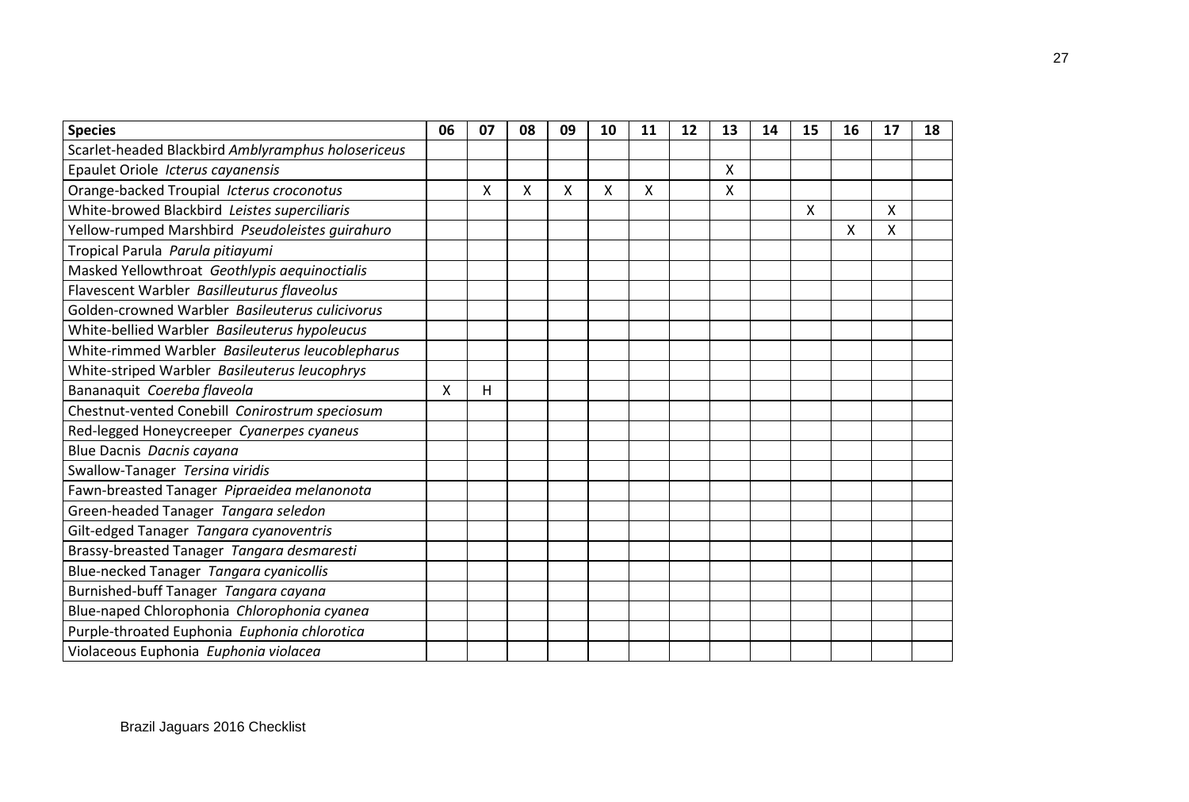| **Species** | **06** | **07** | **08** | **09** | **10** | **11** | **12** | **13** | **14** | **15** | **16** | **17** | **18** |
|---|---|---|---|---|---|---|---|---|---|---|---|---|---|
| Scarlet-headed Blackbird *Amblyramphus holosericeus* | | | | | | | | | | | | | |
| Epaulet Oriole *Icterus cayanensis* | | | | | | | | X | | | | | |
| Orange-backed Troupial *Icterus croconotus* | | X | X | X | X | X | | X | | | | | |
| White-browed Blackbird *Leistes superciliaris* | | | | | | | | | | X | | X | |
| Yellow-rumped Marshbird *Pseudoleistes guirahuro* | | | | | | | | | | | X | X | |
| Tropical Parula *Parula pitiayumi* | | | | | | | | | | | | | |
| Masked Yellowthroat *Geothlypis aequinoctialis* | | | | | | | | | | | | | |
| Flavescent Warbler *Basilleuturus flaveolus* | | | | | | | | | | | | | |
| Golden-crowned Warbler *Basileuterus culicivorus* | | | | | | | | | | | | | |
| White-bellied Warbler *Basileuterus hypoleucus* | | | | | | | | | | | | | |
| White-rimmed Warbler *Basileuterus leucoblepharus* | | | | | | | | | | | | | |
| White-striped Warbler *Basileuterus leucophrys* | | | | | | | | | | | | | |
| Bananaquit *Coereba flaveola* | X | H | | | | | | | | | | | |
| Chestnut-vented Conebill *Conirostrum speciosum* | | | | | | | | | | | | | |
| Red-legged Honeycreeper *Cyanerpes cyaneus* | | | | | | | | | | | | | |
| Blue Dacnis *Dacnis cayana* | | | | | | | | | | | | | |
| Swallow-Tanager *Tersina viridis* | | | | | | | | | | | | | |
| Fawn-breasted Tanager *Pipraeidea melanonota* | | | | | | | | | | | | | |
| Green-headed Tanager *Tangara seledon* | | | | | | | | | | | | | |
| Gilt-edged Tanager *Tangara cyanoventris* | | | | | | | | | | | | | |
| Brassy-breasted Tanager *Tangara desmaresti* | | | | | | | | | | | | | |
| Blue-necked Tanager *Tangara cyanicollis* | | | | | | | | | | | | | |
| Burnished-buff Tanager *Tangara cayana* | | | | | | | | | | | | | |
| Blue-naped Chlorophonia *Chlorophonia cyanea* | | | | | | | | | | | | | |
| Purple-throated Euphonia *Euphonia chlorotica* | | | | | | | | | | | | | |
| Violaceous Euphonia *Euphonia violacea* | | | | | | | | | | | | | |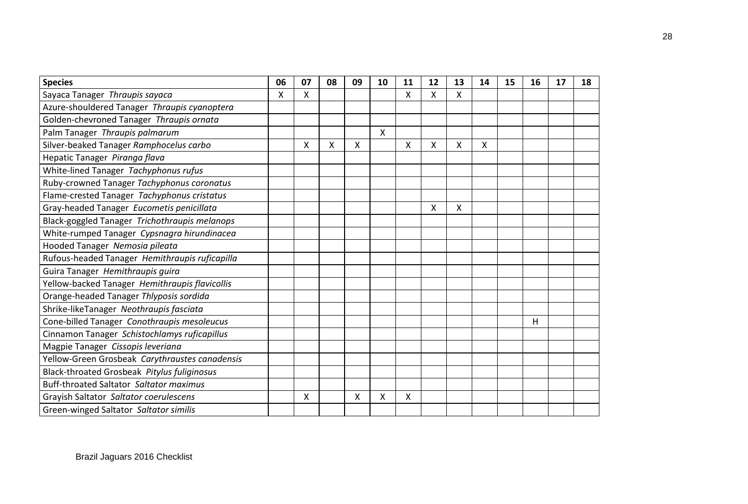| Species | 06 | 07 | 08 | 09 | 10 | 11 | 12 | 13 | 14 | 15 | 16 | 17 | 18 |
|---|---|---|---|---|---|---|---|---|---|---|---|---|---|
| Sayaca Tanager *Thraupis sayaca* | X | X | | | | X | X | X | | | | | |
| Azure-shouldered Tanager *Thraupis cyanoptera* | | | | | | | | | | | | | |
| Golden-chevroned Tanager *Thraupis ornata* | | | | | | | | | | | | | |
| Palm Tanager *Thraupis palmarum* | | | | | X | | | | | | | | |
| Silver-beaked Tanager *Ramphocelus carbo* | | X | X | X | | X | X | X | X | | | | |
| Hepatic Tanager *Piranga flava* | | | | | | | | | | | | | |
| White-lined Tanager *Tachyphonus rufus* | | | | | | | | | | | | | |
| Ruby-crowned Tanager *Tachyphonus coronatus* | | | | | | | | | | | | | |
| Flame-crested Tanager *Tachyphonus cristatus* | | | | | | | | | | | | | |
| Gray-headed Tanager *Eucometis penicillata* | | | | | | | X | X | | | | | |
| Black-goggled Tanager *Trichothraupis melanops* | | | | | | | | | | | | | |
| White-rumped Tanager *Cypsnagra hirundinacea* | | | | | | | | | | | | | |
| Hooded Tanager *Nemosia pileata* | | | | | | | | | | | | | |
| Rufous-headed Tanager *Hemithraupis ruficapilla* | | | | | | | | | | | | | |
| Guira Tanager *Hemithraupis guira* | | | | | | | | | | | | | |
| Yellow-backed Tanager *Hemithraupis flavicollis* | | | | | | | | | | | | | |
| Orange-headed Tanager *Thlyposis sordida* | | | | | | | | | | | | | |
| Shrike-likeTanager *Neothraupis fasciata* | | | | | | | | | | | | | |
| Cone-billed Tanager *Conothraupis mesoleucus* | | | | | | | | | | | H | | |
| Cinnamon Tanager *Schistochlamys ruficapillus* | | | | | | | | | | | | | |
| Magpie Tanager *Cissopis leveriana* | | | | | | | | | | | | | |
| Yellow-Green Grosbeak *Carythraustes canadensis* | | | | | | | | | | | | | |
| Black-throated Grosbeak *Pitylus fuliginosus* | | | | | | | | | | | | | |
| Buff-throated Saltator *Saltator maximus* | | | | | | | | | | | | | |
| Grayish Saltator *Saltator coerulescens* | | X | | X | X | X | | | | | | | |
| Green-winged Saltator *Saltator similis* | | | | | | | | | | | | | |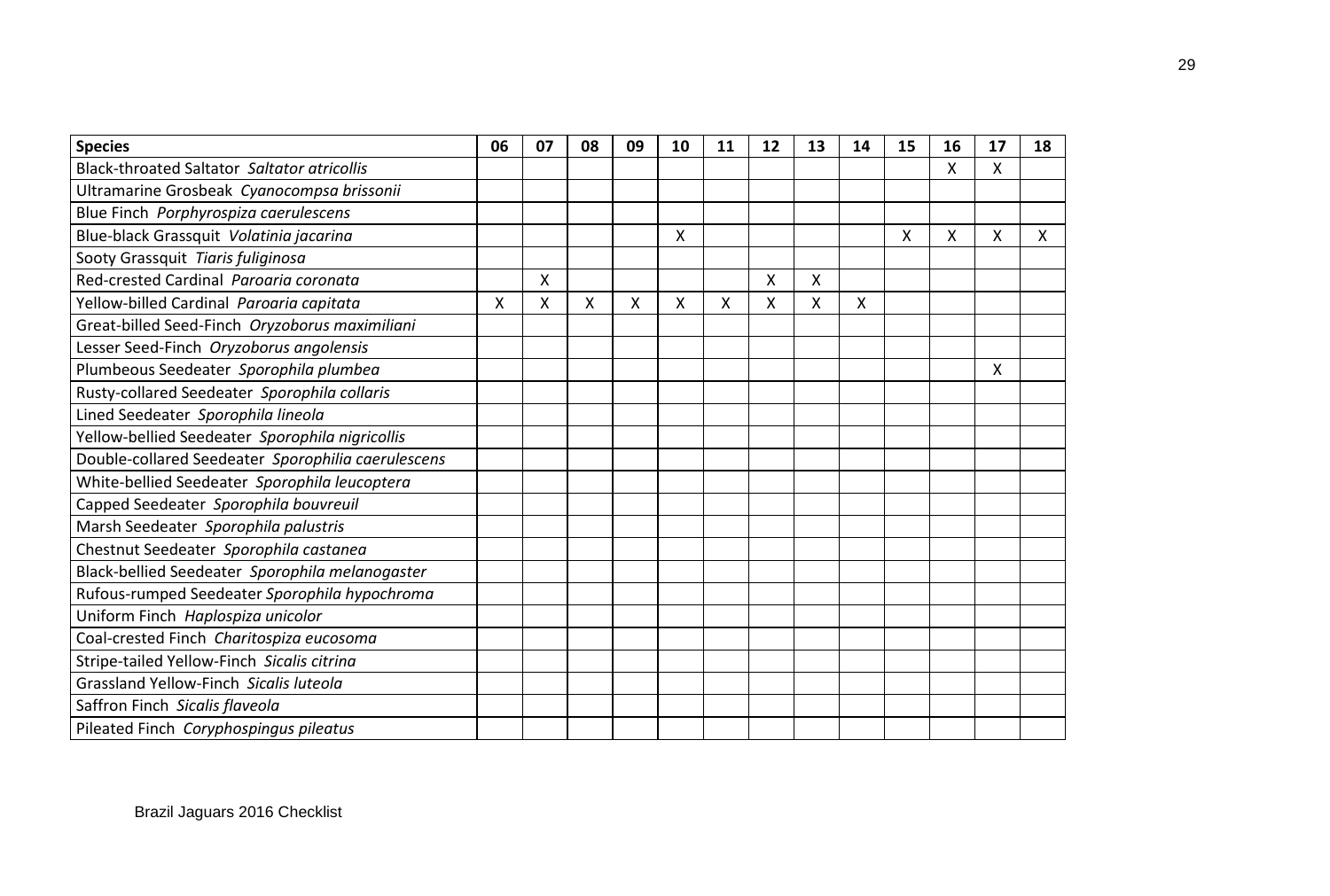| **Species** | **06** | **07** | **08** | **09** | **10** | **11** | **12** | **13** | **14** | **15** | **16** | **17** | **18** |
|---|---|---|---|---|---|---|---|---|---|---|---|---|---|
| Black-throated Saltator *Saltator atricollis* | | | | | | | | | | | X | X | |
| Ultramarine Grosbeak *Cyanocompsa brissonii* | | | | | | | | | | | | | |
| Blue Finch *Porphyrospiza caerulescens* | | | | | | | | | | | | | |
| Blue-black Grassquit *Volatinia jacarina* | | | | | X | | | | | X | X | X | X |
| Sooty Grassquit *Tiaris fuliginosa* | | | | | | | | | | | | | |
| Red-crested Cardinal *Paroaria coronata* | | X | | | | | X | X | | | | | |
| Yellow-billed Cardinal *Paroaria capitata* | X | X | X | X | X | X | X | X | X | | | | |
| Great-billed Seed-Finch *Oryzoborus maximiliani* | | | | | | | | | | | | | |
| Lesser Seed-Finch *Oryzoborus angolensis* | | | | | | | | | | | | | |
| Plumbeous Seedeater *Sporophila plumbea* | | | | | | | | | | | | X | |
| Rusty-collared Seedeater *Sporophila collaris* | | | | | | | | | | | | | |
| Lined Seedeater *Sporophila lineola* | | | | | | | | | | | | | |
| Yellow-bellied Seedeater *Sporophila nigricollis* | | | | | | | | | | | | | |
| Double-collared Seedeater *Sporophilia caerulescens* | | | | | | | | | | | | | |
| White-bellied Seedeater *Sporophila leucoptera* | | | | | | | | | | | | | |
| Capped Seedeater *Sporophila bouvreuil* | | | | | | | | | | | | | |
| Marsh Seedeater *Sporophila palustris* | | | | | | | | | | | | | |
| Chestnut Seedeater *Sporophila castanea* | | | | | | | | | | | | | |
| Black-bellied Seedeater *Sporophila melanogaster* | | | | | | | | | | | | | |
| Rufous-rumped Seedeater *Sporophila hypochroma* | | | | | | | | | | | | | |
| Uniform Finch *Haplospiza unicolor* | | | | | | | | | | | | | |
| Coal-crested Finch *Charitospiza eucosoma* | | | | | | | | | | | | | |
| Stripe-tailed Yellow-Finch *Sicalis citrina* | | | | | | | | | | | | | |
| Grassland Yellow-Finch *Sicalis luteola* | | | | | | | | | | | | | |
| Saffron Finch *Sicalis flaveola* | | | | | | | | | | | | | |
| Pileated Finch *Coryphospingus pileatus* | | | | | | | | | | | | | |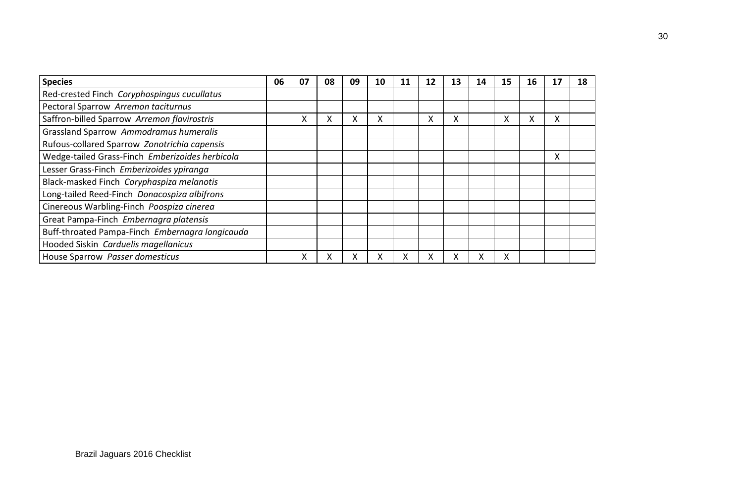| Species | 06 | 07 | 08 | 09 | 10 | 11 | 12 | 13 | 14 | 15 | 16 | 17 | 18 |
|---|---|---|---|---|---|---|---|---|---|---|---|---|---|
| Red-crested Finch *Coryphospingus cucullatus* | | | | | | | | | | | | | |
| Pectoral Sparrow *Arremon taciturnus* | | | | | | | | | | | | | |
| Saffron-billed Sparrow *Arremon flavirostris* | | X | X | X | X | | X | X | | X | X | X | |
| Grassland Sparrow *Ammodramus humeralis* | | | | | | | | | | | | | |
| Rufous-collared Sparrow *Zonotrichia capensis* | | | | | | | | | | | | | |
| Wedge-tailed Grass-Finch *Emberizoides herbicola* | | | | | | | | | | | | X | |
| Lesser Grass-Finch *Emberizoides ypiranga* | | | | | | | | | | | | | |
| Black-masked Finch *Coryphaspiza melanotis* | | | | | | | | | | | | | |
| Long-tailed Reed-Finch *Donacospiza albifrons* | | | | | | | | | | | | | |
| Cinereous Warbling-Finch *Poospiza cinerea* | | | | | | | | | | | | | |
| Great Pampa-Finch *Embernagra platensis* | | | | | | | | | | | | | |
| Buff-throated Pampa-Finch *Embernagra longicauda* | | | | | | | | | | | | | |
| Hooded Siskin *Carduelis magellanicus* | | | | | | | | | | | | | |
| House Sparrow *Passer domesticus* | | X | X | X | X | X | X | X | X | X | | | |